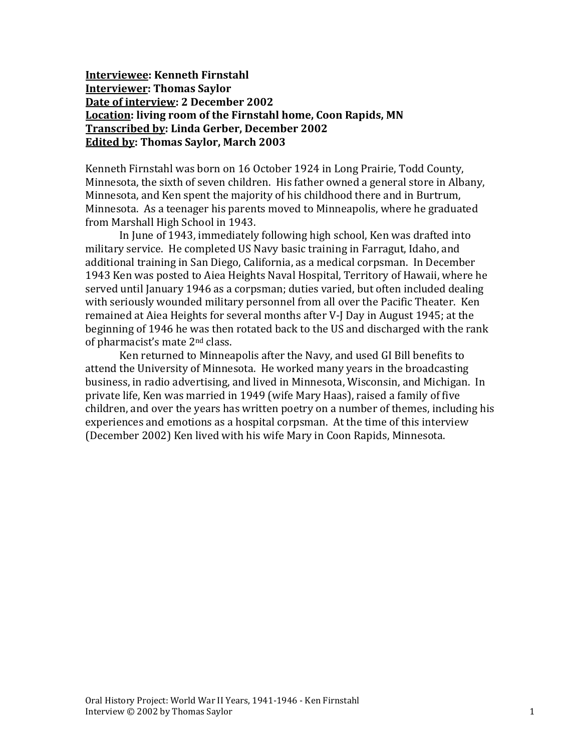**<u>Interviewee</u>: Kenneth Firnstahl**
**<u>Interviewer</u>: Thomas Saylor**
**<u>Date of interview</u>: 2 December 2002**
**<u>Location</u>: living room of the Firnstahl home, Coon Rapids, MN**
**<u>Transcribed by</u>: Linda Gerber, December 2002**
**<u>Edited by</u>: Thomas Saylor, March 2003**

Kenneth Firnstahl was born on 16 October 1924 in Long Prairie, Todd County, Minnesota, the sixth of seven children. His father owned a general store in Albany, Minnesota, and Ken spent the majority of his childhood there and in Burtrum, Minnesota. As a teenager his parents moved to Minneapolis, where he graduated from Marshall High School in 1943.

In June of 1943, immediately following high school, Ken was drafted into military service. He completed US Navy basic training in Farragut, Idaho, and additional training in San Diego, California, as a medical corpsman. In December 1943 Ken was posted to Aiea Heights Naval Hospital, Territory of Hawaii, where he served until January 1946 as a corpsman; duties varied, but often included dealing with seriously wounded military personnel from all over the Pacific Theater. Ken remained at Aiea Heights for several months after V-J Day in August 1945; at the beginning of 1946 he was then rotated back to the US and discharged with the rank of pharmacist's mate 2nd class.

Ken returned to Minneapolis after the Navy, and used GI Bill benefits to attend the University of Minnesota. He worked many years in the broadcasting business, in radio advertising, and lived in Minnesota, Wisconsin, and Michigan. In private life, Ken was married in 1949 (wife Mary Haas), raised a family of five children, and over the years has written poetry on a number of themes, including his experiences and emotions as a hospital corpsman. At the time of this interview (December 2002) Ken lived with his wife Mary in Coon Rapids, Minnesota.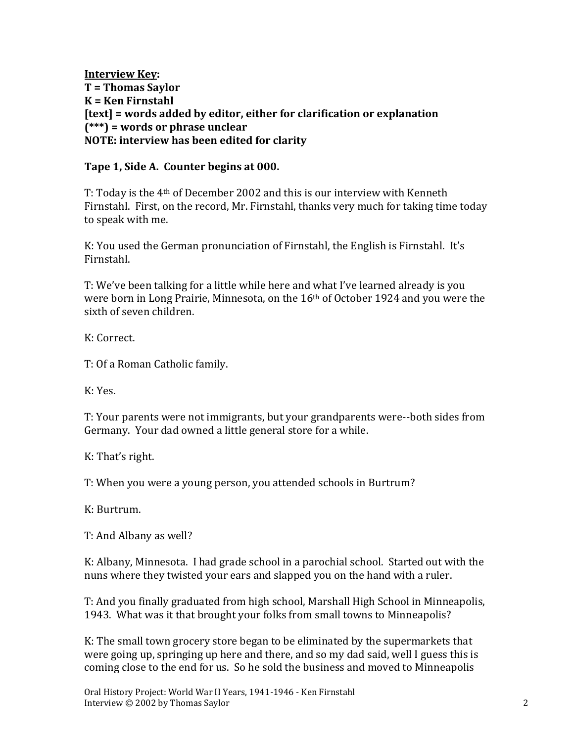**<u>Interview Key</u>:**
**T = Thomas Saylor**
**K = Ken Firnstahl**
**[text] = words added by editor, either for clarification or explanation**
**(***) = words or phrase unclear**
**NOTE: interview has been edited for clarity**

**Tape 1, Side A. Counter begins at 000.**

T: Today is the 4th of December 2002 and this is our interview with Kenneth Firnstahl. First, on the record, Mr. Firnstahl, thanks very much for taking time today to speak with me.

K: You used the German pronunciation of Firnstahl, the English is Firnstahl. It's Firnstahl.

T: We've been talking for a little while here and what I've learned already is you were born in Long Prairie, Minnesota, on the 16th of October 1924 and you were the sixth of seven children.

K: Correct.

T: Of a Roman Catholic family.

K: Yes.

T: Your parents were not immigrants, but your grandparents were--both sides from Germany. Your dad owned a little general store for a while.

K: That's right.

T: When you were a young person, you attended schools in Burtrum?

K: Burtrum.

T: And Albany as well?

K: Albany, Minnesota. I had grade school in a parochial school. Started out with the nuns where they twisted your ears and slapped you on the hand with a ruler.

T: And you finally graduated from high school, Marshall High School in Minneapolis, 1943. What was it that brought your folks from small towns to Minneapolis?

K: The small town grocery store began to be eliminated by the supermarkets that were going up, springing up here and there, and so my dad said, well I guess this is coming close to the end for us. So he sold the business and moved to Minneapolis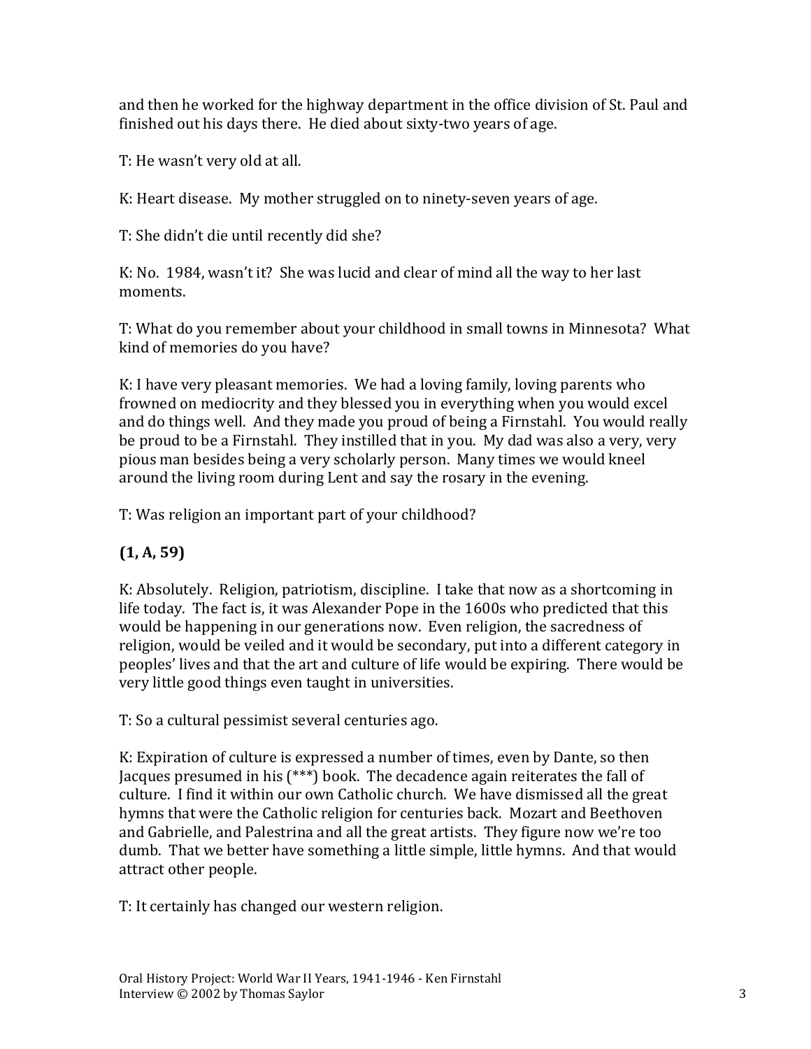and then he worked for the highway department in the office division of St. Paul and finished out his days there. He died about sixty-two years of age.

T: He wasn't very old at all.

K: Heart disease. My mother struggled on to ninety-seven years of age.

T: She didn't die until recently did she?

K: No. 1984, wasn't it? She was lucid and clear of mind all the way to her last moments.

T: What do you remember about your childhood in small towns in Minnesota? What kind of memories do you have?

K: I have very pleasant memories. We had a loving family, loving parents who frowned on mediocrity and they blessed you in everything when you would excel and do things well. And they made you proud of being a Firnstahl. You would really be proud to be a Firnstahl. They instilled that in you. My dad was also a very, very pious man besides being a very scholarly person. Many times we would kneel around the living room during Lent and say the rosary in the evening.

T: Was religion an important part of your childhood?

**(1, A, 59)**

K: Absolutely. Religion, patriotism, discipline. I take that now as a shortcoming in life today. The fact is, it was Alexander Pope in the 1600s who predicted that this would be happening in our generations now. Even religion, the sacredness of religion, would be veiled and it would be secondary, put into a different category in peoples' lives and that the art and culture of life would be expiring. There would be very little good things even taught in universities.

T: So a cultural pessimist several centuries ago.

K: Expiration of culture is expressed a number of times, even by Dante, so then Jacques presumed in his (***) book. The decadence again reiterates the fall of culture. I find it within our own Catholic church. We have dismissed all the great hymns that were the Catholic religion for centuries back. Mozart and Beethoven and Gabrielle, and Palestrina and all the great artists. They figure now we're too dumb. That we better have something a little simple, little hymns. And that would attract other people.

T: It certainly has changed our western religion.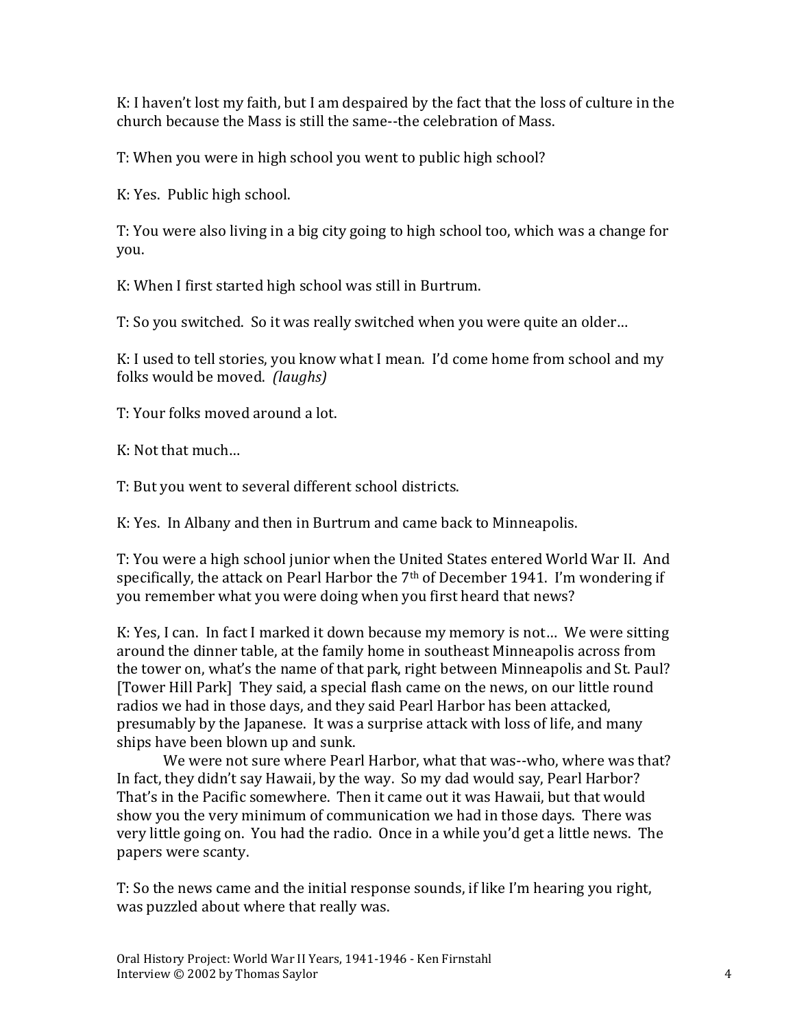K: I haven't lost my faith, but I am despaired by the fact that the loss of culture in the church because the Mass is still the same--the celebration of Mass.

T: When you were in high school you went to public high school?

K: Yes. Public high school.

T: You were also living in a big city going to high school too, which was a change for you.

K: When I first started high school was still in Burtrum.

T: So you switched. So it was really switched when you were quite an older…

K: I used to tell stories, you know what I mean. I'd come home from school and my folks would be moved. *(laughs)*

T: Your folks moved around a lot.

K: Not that much…

T: But you went to several different school districts.

K: Yes. In Albany and then in Burtrum and came back to Minneapolis.

T: You were a high school junior when the United States entered World War II. And specifically, the attack on Pearl Harbor the 7th of December 1941. I'm wondering if you remember what you were doing when you first heard that news?

K: Yes, I can. In fact I marked it down because my memory is not… We were sitting around the dinner table, at the family home in southeast Minneapolis across from the tower on, what's the name of that park, right between Minneapolis and St. Paul? [Tower Hill Park] They said, a special flash came on the news, on our little round radios we had in those days, and they said Pearl Harbor has been attacked, presumably by the Japanese. It was a surprise attack with loss of life, and many ships have been blown up and sunk.

We were not sure where Pearl Harbor, what that was--who, where was that? In fact, they didn't say Hawaii, by the way. So my dad would say, Pearl Harbor? That's in the Pacific somewhere. Then it came out it was Hawaii, but that would show you the very minimum of communication we had in those days. There was very little going on. You had the radio. Once in a while you'd get a little news. The papers were scanty.

T: So the news came and the initial response sounds, if like I'm hearing you right, was puzzled about where that really was.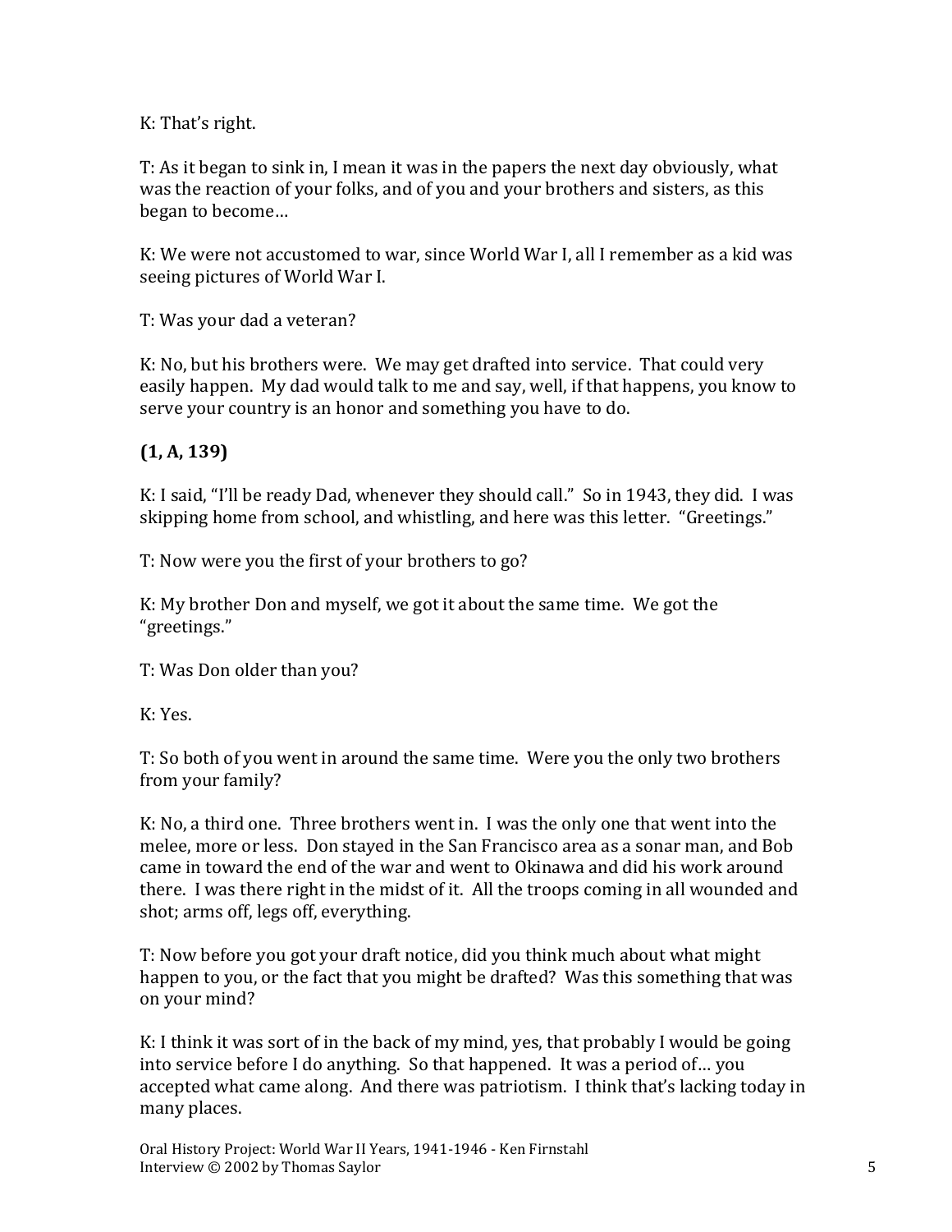K: That's right.

T: As it began to sink in, I mean it was in the papers the next day obviously, what was the reaction of your folks, and of you and your brothers and sisters, as this began to become…

K: We were not accustomed to war, since World War I, all I remember as a kid was seeing pictures of World War I.

T: Was your dad a veteran?

K: No, but his brothers were. We may get drafted into service. That could very easily happen. My dad would talk to me and say, well, if that happens, you know to serve your country is an honor and something you have to do.

**(1, A, 139)**

K: I said, "I'll be ready Dad, whenever they should call." So in 1943, they did. I was skipping home from school, and whistling, and here was this letter. "Greetings."

T: Now were you the first of your brothers to go?

K: My brother Don and myself, we got it about the same time. We got the "greetings."

T: Was Don older than you?

K: Yes.

T: So both of you went in around the same time. Were you the only two brothers from your family?

K: No, a third one. Three brothers went in. I was the only one that went into the melee, more or less. Don stayed in the San Francisco area as a sonar man, and Bob came in toward the end of the war and went to Okinawa and did his work around there. I was there right in the midst of it. All the troops coming in all wounded and shot; arms off, legs off, everything.

T: Now before you got your draft notice, did you think much about what might happen to you, or the fact that you might be drafted? Was this something that was on your mind?

K: I think it was sort of in the back of my mind, yes, that probably I would be going into service before I do anything. So that happened. It was a period of… you accepted what came along. And there was patriotism. I think that's lacking today in many places.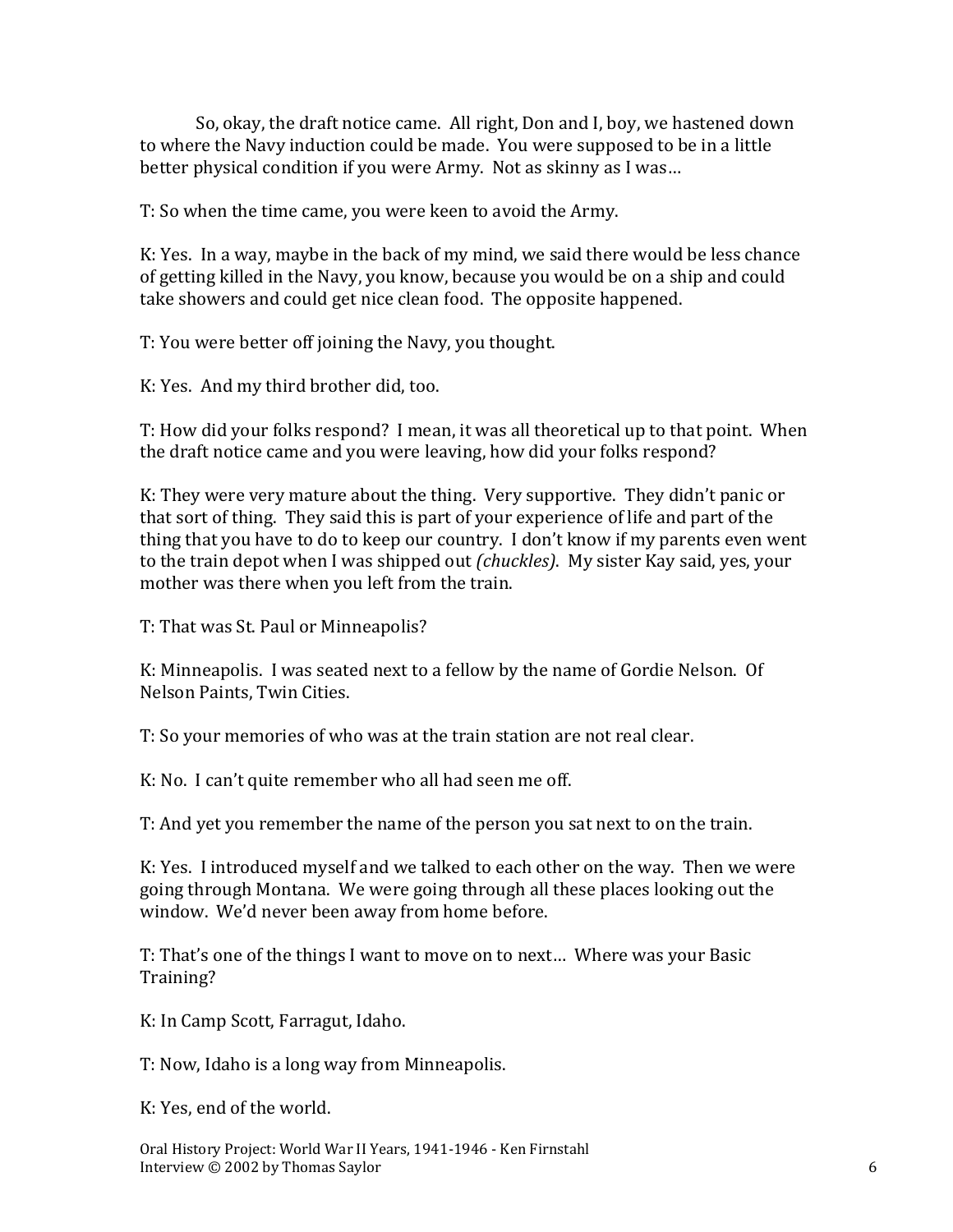So, okay, the draft notice came. All right, Don and I, boy, we hastened down to where the Navy induction could be made. You were supposed to be in a little better physical condition if you were Army. Not as skinny as I was…

T: So when the time came, you were keen to avoid the Army.

K: Yes. In a way, maybe in the back of my mind, we said there would be less chance of getting killed in the Navy, you know, because you would be on a ship and could take showers and could get nice clean food. The opposite happened.

T: You were better off joining the Navy, you thought.

K: Yes. And my third brother did, too.

T: How did your folks respond? I mean, it was all theoretical up to that point. When the draft notice came and you were leaving, how did your folks respond?

K: They were very mature about the thing. Very supportive. They didn't panic or that sort of thing. They said this is part of your experience of life and part of the thing that you have to do to keep our country. I don't know if my parents even went to the train depot when I was shipped out *(chuckles)*. My sister Kay said, yes, your mother was there when you left from the train.

T: That was St. Paul or Minneapolis?

K: Minneapolis. I was seated next to a fellow by the name of Gordie Nelson. Of Nelson Paints, Twin Cities.

T: So your memories of who was at the train station are not real clear.

K: No. I can't quite remember who all had seen me off.

T: And yet you remember the name of the person you sat next to on the train.

K: Yes. I introduced myself and we talked to each other on the way. Then we were going through Montana. We were going through all these places looking out the window. We'd never been away from home before.

T: That's one of the things I want to move on to next… Where was your Basic Training?

K: In Camp Scott, Farragut, Idaho.

T: Now, Idaho is a long way from Minneapolis.

K: Yes, end of the world.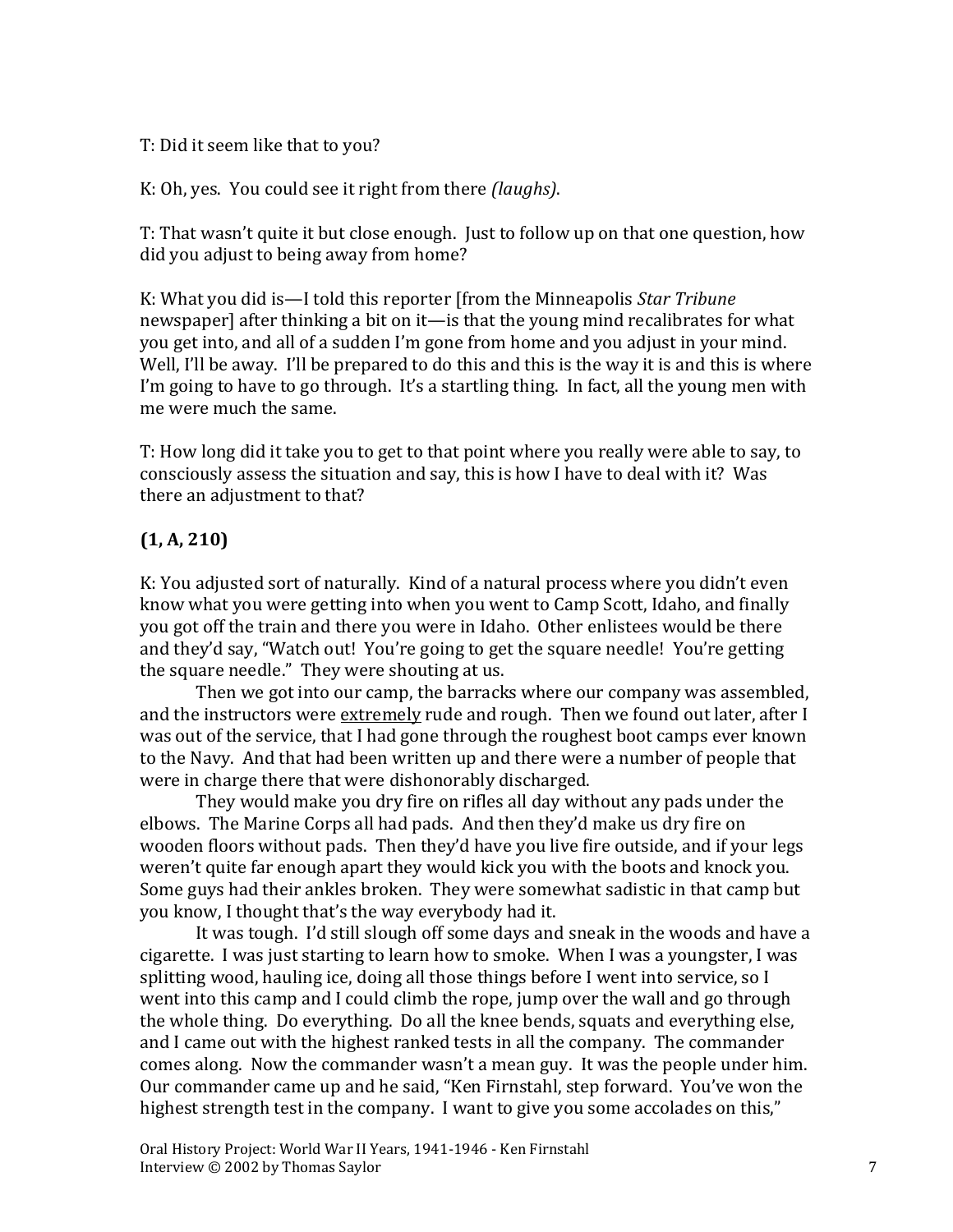T: Did it seem like that to you?

K: Oh, yes. You could see it right from there *(laughs)*.

T: That wasn't quite it but close enough. Just to follow up on that one question, how did you adjust to being away from home?

K: What you did is—I told this reporter [from the Minneapolis *Star Tribune* newspaper] after thinking a bit on it—is that the young mind recalibrates for what you get into, and all of a sudden I'm gone from home and you adjust in your mind. Well, I'll be away. I'll be prepared to do this and this is the way it is and this is where I'm going to have to go through. It's a startling thing. In fact, all the young men with me were much the same.

T: How long did it take you to get to that point where you really were able to say, to consciously assess the situation and say, this is how I have to deal with it? Was there an adjustment to that?

**(1, A, 210)**

K: You adjusted sort of naturally. Kind of a natural process where you didn't even know what you were getting into when you went to Camp Scott, Idaho, and finally you got off the train and there you were in Idaho. Other enlistees would be there and they'd say, "Watch out! You're going to get the square needle! You're getting the square needle." They were shouting at us.

Then we got into our camp, the barracks where our company was assembled, and the instructors were <u>extremely</u> rude and rough. Then we found out later, after I was out of the service, that I had gone through the roughest boot camps ever known to the Navy. And that had been written up and there were a number of people that were in charge there that were dishonorably discharged.

They would make you dry fire on rifles all day without any pads under the elbows. The Marine Corps all had pads. And then they'd make us dry fire on wooden floors without pads. Then they'd have you live fire outside, and if your legs weren't quite far enough apart they would kick you with the boots and knock you. Some guys had their ankles broken. They were somewhat sadistic in that camp but you know, I thought that's the way everybody had it.

It was tough. I'd still slough off some days and sneak in the woods and have a cigarette. I was just starting to learn how to smoke. When I was a youngster, I was splitting wood, hauling ice, doing all those things before I went into service, so I went into this camp and I could climb the rope, jump over the wall and go through the whole thing. Do everything. Do all the knee bends, squats and everything else, and I came out with the highest ranked tests in all the company. The commander comes along. Now the commander wasn't a mean guy. It was the people under him. Our commander came up and he said, "Ken Firnstahl, step forward. You've won the highest strength test in the company. I want to give you some accolades on this,"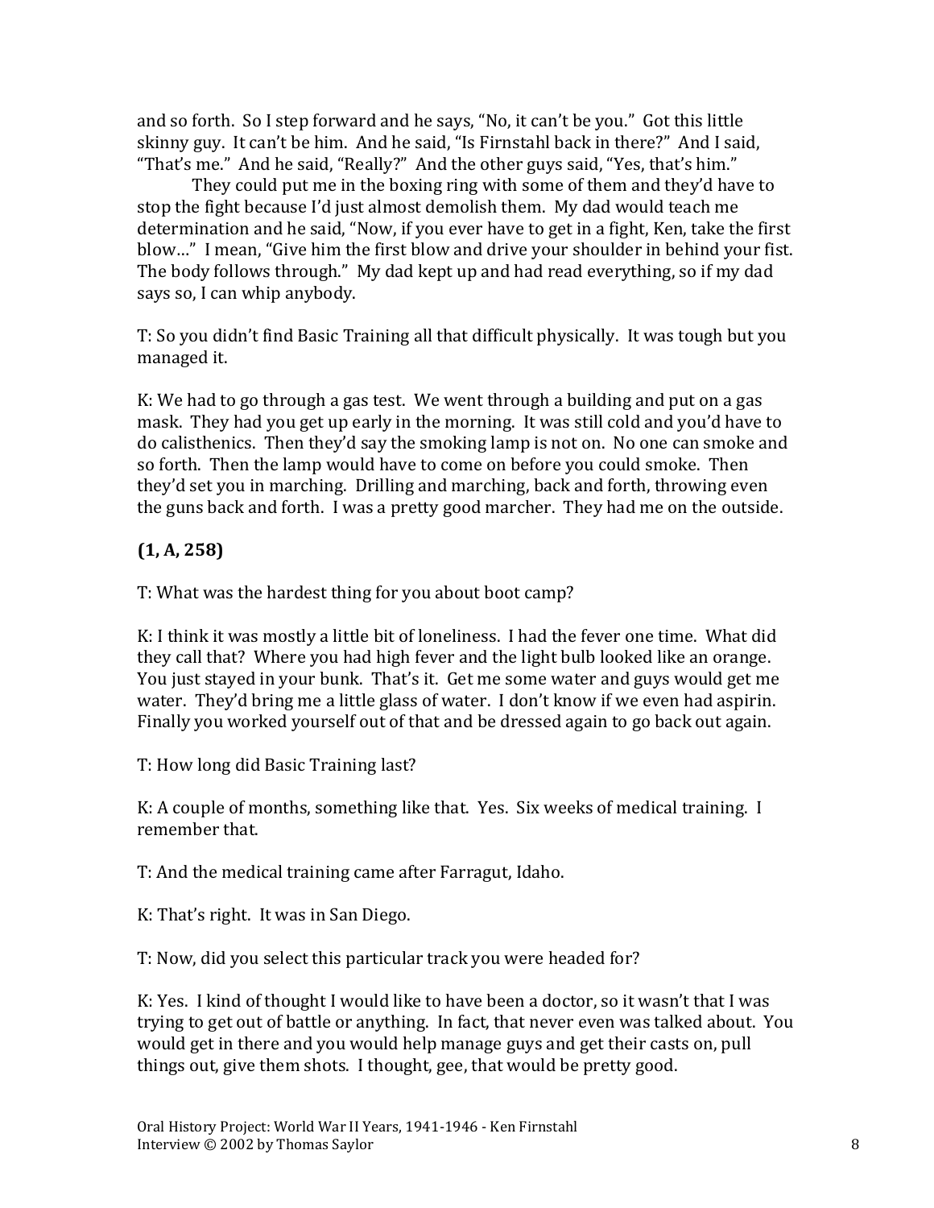and so forth. So I step forward and he says, "No, it can't be you." Got this little skinny guy. It can't be him. And he said, "Is Firnstahl back in there?" And I said, "That's me." And he said, "Really?" And the other guys said, "Yes, that's him."

They could put me in the boxing ring with some of them and they'd have to stop the fight because I'd just almost demolish them. My dad would teach me determination and he said, "Now, if you ever have to get in a fight, Ken, take the first blow…" I mean, "Give him the first blow and drive your shoulder in behind your fist. The body follows through." My dad kept up and had read everything, so if my dad says so, I can whip anybody.

T: So you didn't find Basic Training all that difficult physically. It was tough but you managed it.

K: We had to go through a gas test. We went through a building and put on a gas mask. They had you get up early in the morning. It was still cold and you'd have to do calisthenics. Then they'd say the smoking lamp is not on. No one can smoke and so forth. Then the lamp would have to come on before you could smoke. Then they'd set you in marching. Drilling and marching, back and forth, throwing even the guns back and forth. I was a pretty good marcher. They had me on the outside.

**(1, A, 258)**

T: What was the hardest thing for you about boot camp?

K: I think it was mostly a little bit of loneliness. I had the fever one time. What did they call that? Where you had high fever and the light bulb looked like an orange. You just stayed in your bunk. That's it. Get me some water and guys would get me water. They'd bring me a little glass of water. I don't know if we even had aspirin. Finally you worked yourself out of that and be dressed again to go back out again.

T: How long did Basic Training last?

K: A couple of months, something like that. Yes. Six weeks of medical training. I remember that.

T: And the medical training came after Farragut, Idaho.

K: That's right. It was in San Diego.

T: Now, did you select this particular track you were headed for?

K: Yes. I kind of thought I would like to have been a doctor, so it wasn't that I was trying to get out of battle or anything. In fact, that never even was talked about. You would get in there and you would help manage guys and get their casts on, pull things out, give them shots. I thought, gee, that would be pretty good.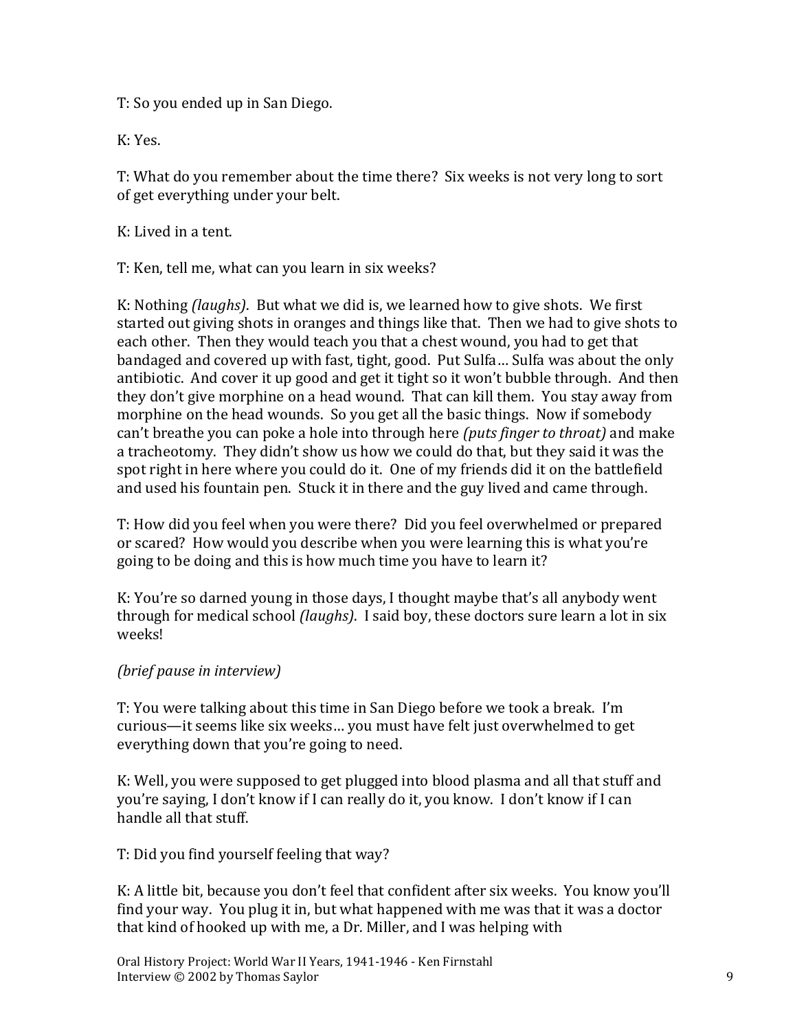T: So you ended up in San Diego.

K: Yes.

T: What do you remember about the time there? Six weeks is not very long to sort of get everything under your belt.

K: Lived in a tent.

T: Ken, tell me, what can you learn in six weeks?

K: Nothing *(laughs)*. But what we did is, we learned how to give shots. We first started out giving shots in oranges and things like that. Then we had to give shots to each other. Then they would teach you that a chest wound, you had to get that bandaged and covered up with fast, tight, good. Put Sulfa… Sulfa was about the only antibiotic. And cover it up good and get it tight so it won't bubble through. And then they don't give morphine on a head wound. That can kill them. You stay away from morphine on the head wounds. So you get all the basic things. Now if somebody can't breathe you can poke a hole into through here *(puts finger to throat)* and make a tracheotomy. They didn't show us how we could do that, but they said it was the spot right in here where you could do it. One of my friends did it on the battlefield and used his fountain pen. Stuck it in there and the guy lived and came through.

T: How did you feel when you were there? Did you feel overwhelmed or prepared or scared? How would you describe when you were learning this is what you're going to be doing and this is how much time you have to learn it?

K: You're so darned young in those days, I thought maybe that's all anybody went through for medical school *(laughs)*. I said boy, these doctors sure learn a lot in six weeks!

*(brief pause in interview)*

T: You were talking about this time in San Diego before we took a break. I'm curious—it seems like six weeks… you must have felt just overwhelmed to get everything down that you're going to need.

K: Well, you were supposed to get plugged into blood plasma and all that stuff and you're saying, I don't know if I can really do it, you know. I don't know if I can handle all that stuff.

T: Did you find yourself feeling that way?

K: A little bit, because you don't feel that confident after six weeks. You know you'll find your way. You plug it in, but what happened with me was that it was a doctor that kind of hooked up with me, a Dr. Miller, and I was helping with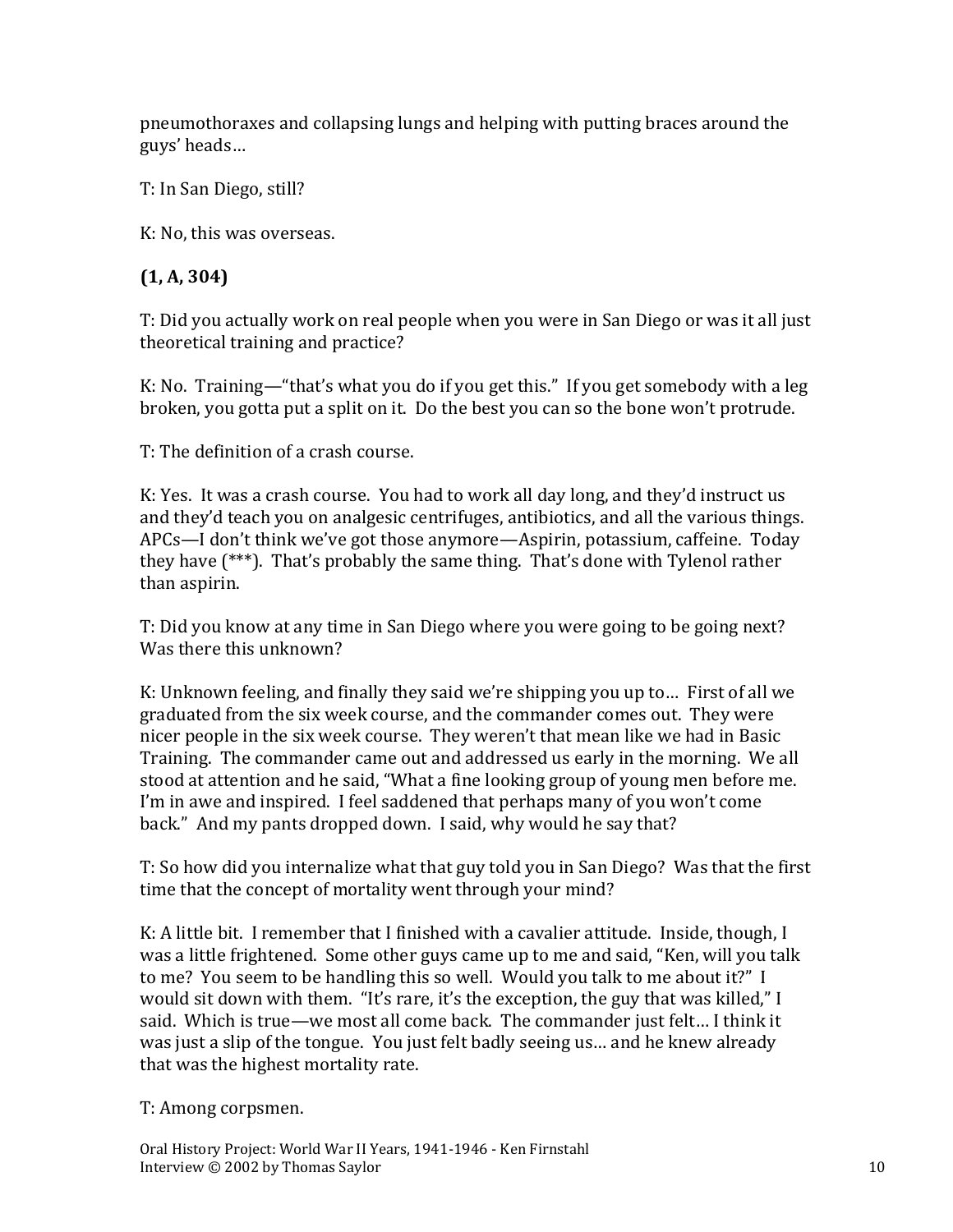pneumothoraxes and collapsing lungs and helping with putting braces around the guys' heads…

T: In San Diego, still?

K: No, this was overseas.

**(1, A, 304)**

T: Did you actually work on real people when you were in San Diego or was it all just theoretical training and practice?

K: No. Training—"that's what you do if you get this." If you get somebody with a leg broken, you gotta put a split on it. Do the best you can so the bone won't protrude.

T: The definition of a crash course.

K: Yes. It was a crash course. You had to work all day long, and they'd instruct us and they'd teach you on analgesic centrifuges, antibiotics, and all the various things. APCs—I don't think we've got those anymore—Aspirin, potassium, caffeine. Today they have (***). That's probably the same thing. That's done with Tylenol rather than aspirin.

T: Did you know at any time in San Diego where you were going to be going next? Was there this unknown?

K: Unknown feeling, and finally they said we're shipping you up to… First of all we graduated from the six week course, and the commander comes out. They were nicer people in the six week course. They weren't that mean like we had in Basic Training. The commander came out and addressed us early in the morning. We all stood at attention and he said, "What a fine looking group of young men before me. I'm in awe and inspired. I feel saddened that perhaps many of you won't come back." And my pants dropped down. I said, why would he say that?

T: So how did you internalize what that guy told you in San Diego? Was that the first time that the concept of mortality went through your mind?

K: A little bit. I remember that I finished with a cavalier attitude. Inside, though, I was a little frightened. Some other guys came up to me and said, "Ken, will you talk to me? You seem to be handling this so well. Would you talk to me about it?" I would sit down with them. "It's rare, it's the exception, the guy that was killed," I said. Which is true—we most all come back. The commander just felt… I think it was just a slip of the tongue. You just felt badly seeing us… and he knew already that was the highest mortality rate.

T: Among corpsmen.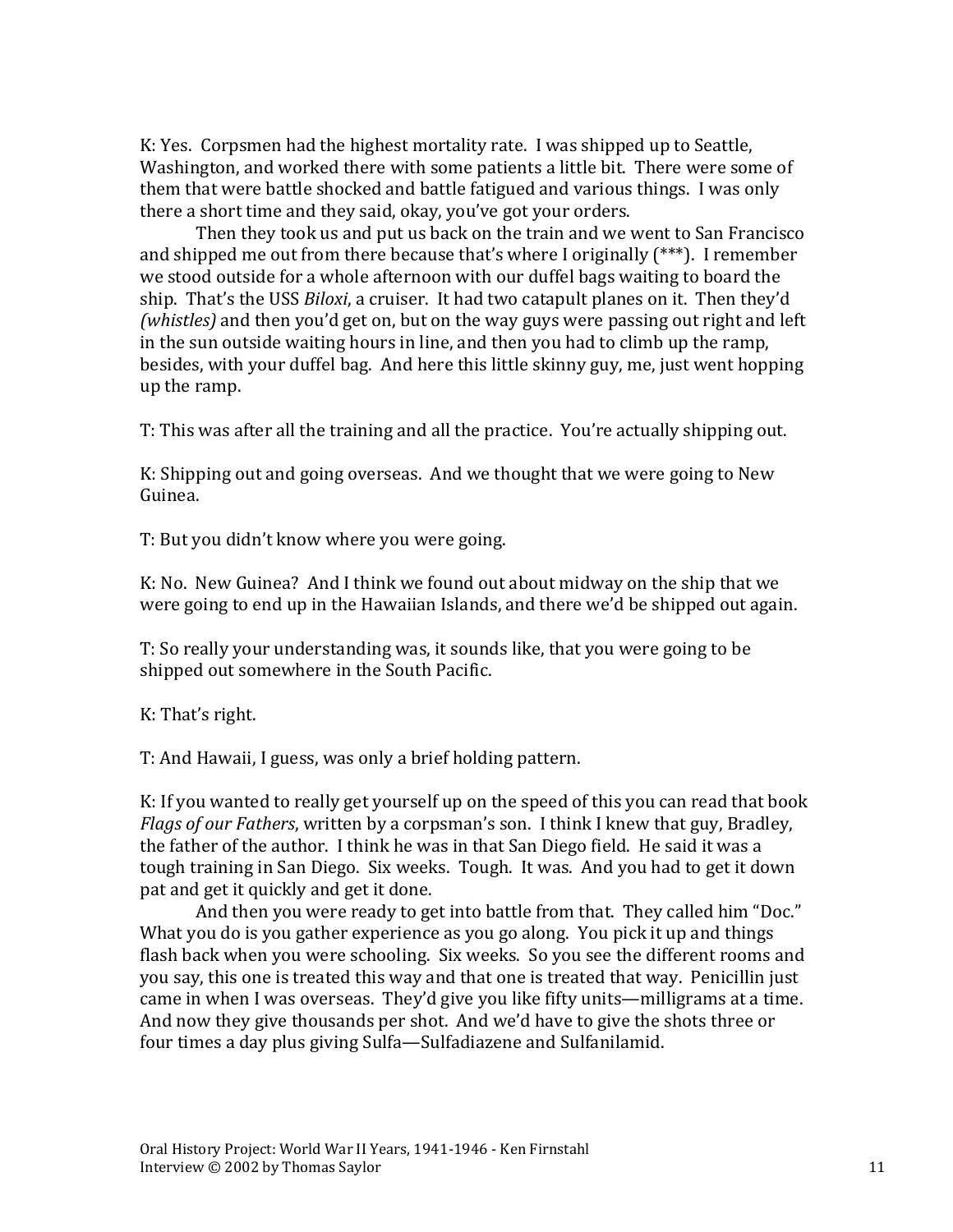K: Yes. Corpsmen had the highest mortality rate. I was shipped up to Seattle, Washington, and worked there with some patients a little bit. There were some of them that were battle shocked and battle fatigued and various things. I was only there a short time and they said, okay, you've got your orders.

Then they took us and put us back on the train and we went to San Francisco and shipped me out from there because that's where I originally (***). I remember we stood outside for a whole afternoon with our duffel bags waiting to board the ship. That's the USS *Biloxi*, a cruiser. It had two catapult planes on it. Then they'd *(whistles)* and then you'd get on, but on the way guys were passing out right and left in the sun outside waiting hours in line, and then you had to climb up the ramp, besides, with your duffel bag. And here this little skinny guy, me, just went hopping up the ramp.

T: This was after all the training and all the practice. You're actually shipping out.

K: Shipping out and going overseas. And we thought that we were going to New Guinea.

T: But you didn't know where you were going.

K: No. New Guinea? And I think we found out about midway on the ship that we were going to end up in the Hawaiian Islands, and there we'd be shipped out again.

T: So really your understanding was, it sounds like, that you were going to be shipped out somewhere in the South Pacific.

K: That's right.

T: And Hawaii, I guess, was only a brief holding pattern.

K: If you wanted to really get yourself up on the speed of this you can read that book *Flags of our Fathers*, written by a corpsman's son. I think I knew that guy, Bradley, the father of the author. I think he was in that San Diego field. He said it was a tough training in San Diego. Six weeks. Tough. It was. And you had to get it down pat and get it quickly and get it done.

And then you were ready to get into battle from that. They called him "Doc." What you do is you gather experience as you go along. You pick it up and things flash back when you were schooling. Six weeks. So you see the different rooms and you say, this one is treated this way and that one is treated that way. Penicillin just came in when I was overseas. They'd give you like fifty units—milligrams at a time. And now they give thousands per shot. And we'd have to give the shots three or four times a day plus giving Sulfa—Sulfadiazene and Sulfanilamid.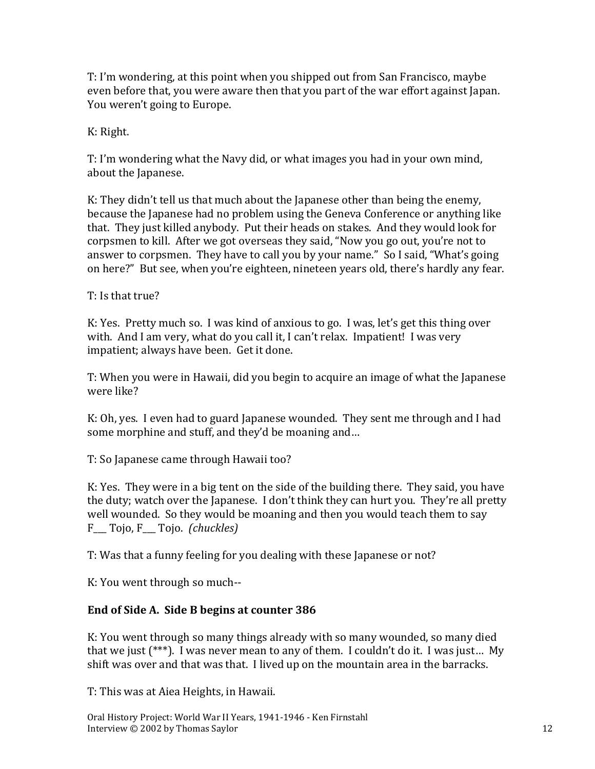T: I'm wondering, at this point when you shipped out from San Francisco, maybe even before that, you were aware then that you part of the war effort against Japan. You weren't going to Europe.

K: Right.

T: I'm wondering what the Navy did, or what images you had in your own mind, about the Japanese.

K: They didn't tell us that much about the Japanese other than being the enemy, because the Japanese had no problem using the Geneva Conference or anything like that. They just killed anybody. Put their heads on stakes. And they would look for corpsmen to kill. After we got overseas they said, "Now you go out, you're not to answer to corpsmen. They have to call you by your name." So I said, "What's going on here?" But see, when you're eighteen, nineteen years old, there's hardly any fear.

T: Is that true?

K: Yes. Pretty much so. I was kind of anxious to go. I was, let's get this thing over with. And I am very, what do you call it, I can't relax. Impatient! I was very impatient; always have been. Get it done.

T: When you were in Hawaii, did you begin to acquire an image of what the Japanese were like?

K: Oh, yes. I even had to guard Japanese wounded. They sent me through and I had some morphine and stuff, and they'd be moaning and…

T: So Japanese came through Hawaii too?

K: Yes. They were in a big tent on the side of the building there. They said, you have the duty; watch over the Japanese. I don't think they can hurt you. They're all pretty well wounded. So they would be moaning and then you would teach them to say F___ Tojo, F___ Tojo. *(chuckles)*

T: Was that a funny feeling for you dealing with these Japanese or not?

K: You went through so much--

**End of Side A. Side B begins at counter 386**

K: You went through so many things already with so many wounded, so many died that we just (***). I was never mean to any of them. I couldn't do it. I was just… My shift was over and that was that. I lived up on the mountain area in the barracks.

T: This was at Aiea Heights, in Hawaii.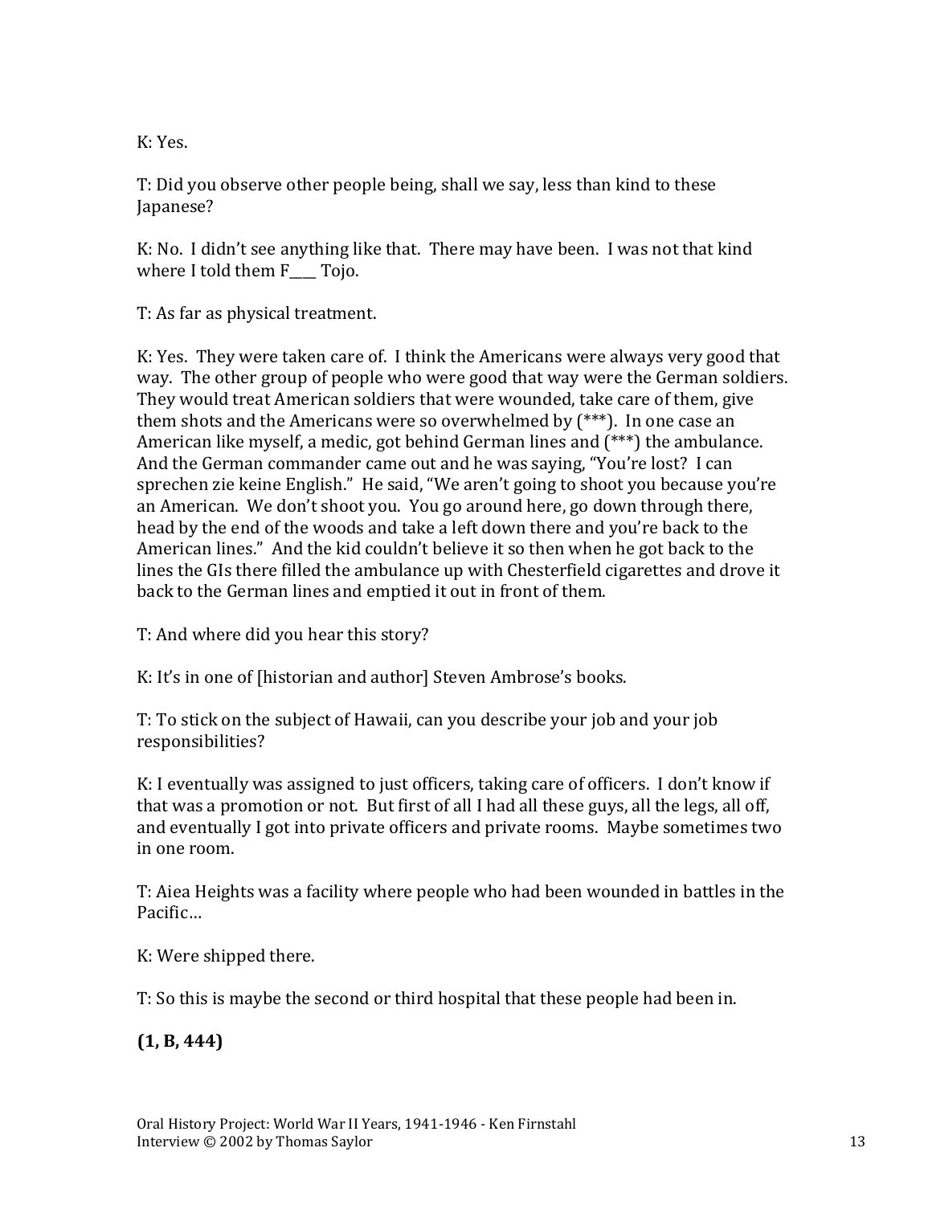K: Yes.

T: Did you observe other people being, shall we say, less than kind to these Japanese?

K: No. I didn't see anything like that. There may have been. I was not that kind where I told them F____ Tojo.

T: As far as physical treatment.

K: Yes. They were taken care of. I think the Americans were always very good that way. The other group of people who were good that way were the German soldiers. They would treat American soldiers that were wounded, take care of them, give them shots and the Americans were so overwhelmed by (***). In one case an American like myself, a medic, got behind German lines and (***) the ambulance. And the German commander came out and he was saying, "You're lost? I can sprechen zie keine English." He said, "We aren't going to shoot you because you're an American. We don't shoot you. You go around here, go down through there, head by the end of the woods and take a left down there and you're back to the American lines." And the kid couldn't believe it so then when he got back to the lines the GIs there filled the ambulance up with Chesterfield cigarettes and drove it back to the German lines and emptied it out in front of them.

T: And where did you hear this story?

K: It's in one of [historian and author] Steven Ambrose's books.

T: To stick on the subject of Hawaii, can you describe your job and your job responsibilities?

K: I eventually was assigned to just officers, taking care of officers. I don't know if that was a promotion or not. But first of all I had all these guys, all the legs, all off, and eventually I got into private officers and private rooms. Maybe sometimes two in one room.

T: Aiea Heights was a facility where people who had been wounded in battles in the Pacific…

K: Were shipped there.

T: So this is maybe the second or third hospital that these people had been in.

**(1, B, 444)**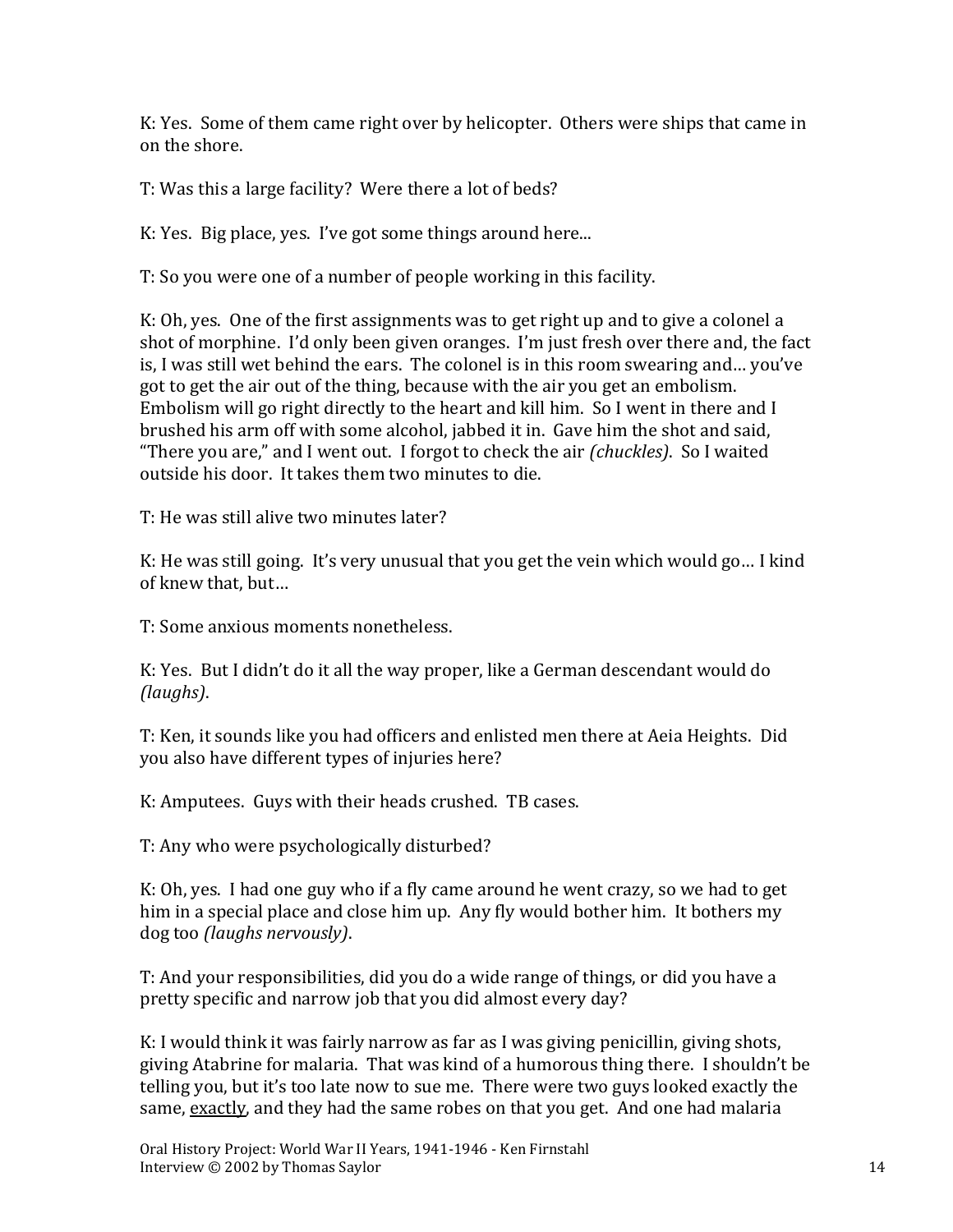K: Yes. Some of them came right over by helicopter. Others were ships that came in on the shore.

T: Was this a large facility? Were there a lot of beds?

K: Yes. Big place, yes. I've got some things around here...

T: So you were one of a number of people working in this facility.

K: Oh, yes. One of the first assignments was to get right up and to give a colonel a shot of morphine. I'd only been given oranges. I'm just fresh over there and, the fact is, I was still wet behind the ears. The colonel is in this room swearing and… you've got to get the air out of the thing, because with the air you get an embolism. Embolism will go right directly to the heart and kill him. So I went in there and I brushed his arm off with some alcohol, jabbed it in. Gave him the shot and said, "There you are," and I went out. I forgot to check the air *(chuckles)*. So I waited outside his door. It takes them two minutes to die.

T: He was still alive two minutes later?

K: He was still going. It's very unusual that you get the vein which would go… I kind of knew that, but…

T: Some anxious moments nonetheless.

K: Yes. But I didn't do it all the way proper, like a German descendant would do *(laughs)*.

T: Ken, it sounds like you had officers and enlisted men there at Aeia Heights. Did you also have different types of injuries here?

K: Amputees. Guys with their heads crushed. TB cases.

T: Any who were psychologically disturbed?

K: Oh, yes. I had one guy who if a fly came around he went crazy, so we had to get him in a special place and close him up. Any fly would bother him. It bothers my dog too *(laughs nervously)*.

T: And your responsibilities, did you do a wide range of things, or did you have a pretty specific and narrow job that you did almost every day?

K: I would think it was fairly narrow as far as I was giving penicillin, giving shots, giving Atabrine for malaria. That was kind of a humorous thing there. I shouldn't be telling you, but it's too late now to sue me. There were two guys looked exactly the same, <u>exactly</u>, and they had the same robes on that you get. And one had malaria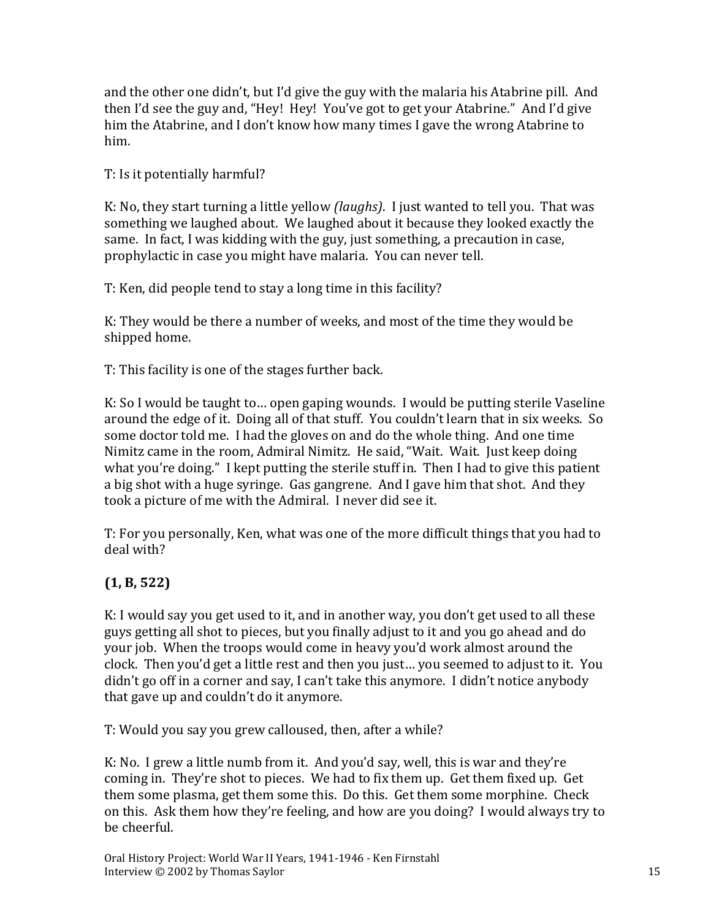and the other one didn't, but I'd give the guy with the malaria his Atabrine pill. And then I'd see the guy and, "Hey! Hey! You've got to get your Atabrine." And I'd give him the Atabrine, and I don't know how many times I gave the wrong Atabrine to him.

T: Is it potentially harmful?

K: No, they start turning a little yellow *(laughs)*. I just wanted to tell you. That was something we laughed about. We laughed about it because they looked exactly the same. In fact, I was kidding with the guy, just something, a precaution in case, prophylactic in case you might have malaria. You can never tell.

T: Ken, did people tend to stay a long time in this facility?

K: They would be there a number of weeks, and most of the time they would be shipped home.

T: This facility is one of the stages further back.

K: So I would be taught to… open gaping wounds. I would be putting sterile Vaseline around the edge of it. Doing all of that stuff. You couldn't learn that in six weeks. So some doctor told me. I had the gloves on and do the whole thing. And one time Nimitz came in the room, Admiral Nimitz. He said, "Wait. Wait. Just keep doing what you're doing." I kept putting the sterile stuff in. Then I had to give this patient a big shot with a huge syringe. Gas gangrene. And I gave him that shot. And they took a picture of me with the Admiral. I never did see it.

T: For you personally, Ken, what was one of the more difficult things that you had to deal with?

**(1, B, 522)**

K: I would say you get used to it, and in another way, you don't get used to all these guys getting all shot to pieces, but you finally adjust to it and you go ahead and do your job. When the troops would come in heavy you'd work almost around the clock. Then you'd get a little rest and then you just… you seemed to adjust to it. You didn't go off in a corner and say, I can't take this anymore. I didn't notice anybody that gave up and couldn't do it anymore.

T: Would you say you grew calloused, then, after a while?

K: No. I grew a little numb from it. And you'd say, well, this is war and they're coming in. They're shot to pieces. We had to fix them up. Get them fixed up. Get them some plasma, get them some this. Do this. Get them some morphine. Check on this. Ask them how they're feeling, and how are you doing? I would always try to be cheerful.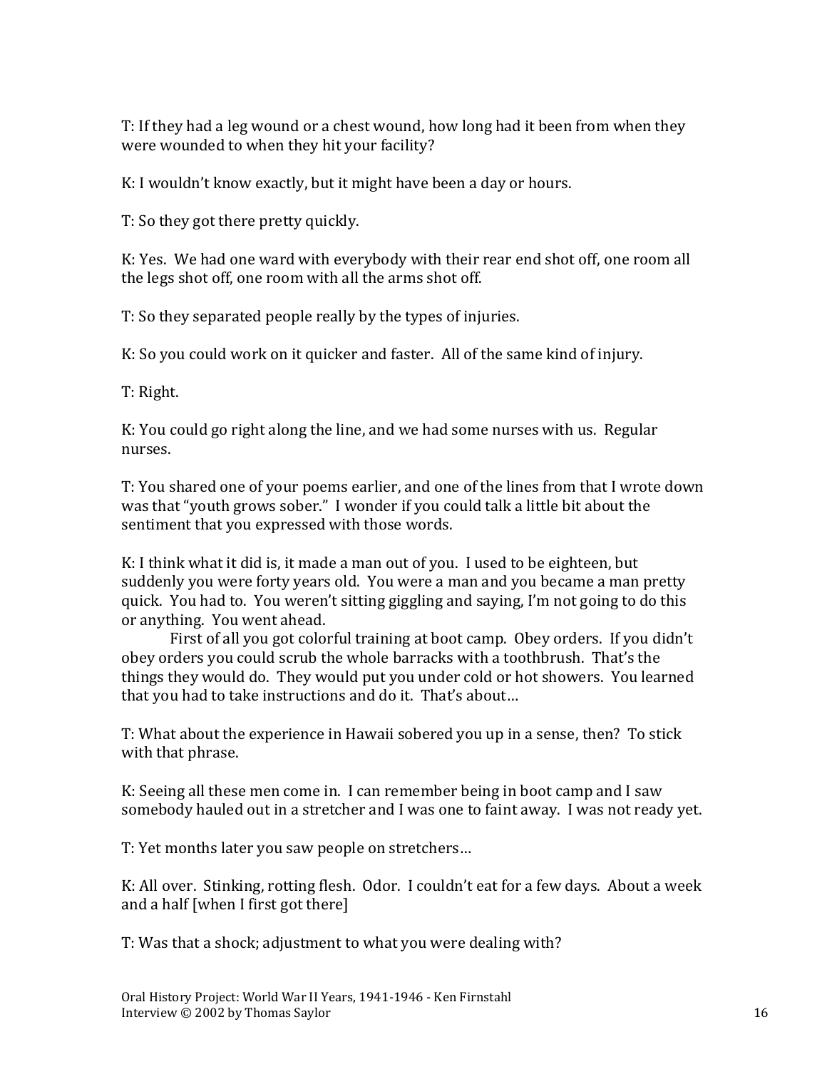T: If they had a leg wound or a chest wound, how long had it been from when they were wounded to when they hit your facility?

K: I wouldn't know exactly, but it might have been a day or hours.

T: So they got there pretty quickly.

K: Yes. We had one ward with everybody with their rear end shot off, one room all the legs shot off, one room with all the arms shot off.

T: So they separated people really by the types of injuries.

K: So you could work on it quicker and faster. All of the same kind of injury.

T: Right.

K: You could go right along the line, and we had some nurses with us. Regular nurses.

T: You shared one of your poems earlier, and one of the lines from that I wrote down was that "youth grows sober." I wonder if you could talk a little bit about the sentiment that you expressed with those words.

K: I think what it did is, it made a man out of you. I used to be eighteen, but suddenly you were forty years old. You were a man and you became a man pretty quick. You had to. You weren't sitting giggling and saying, I'm not going to do this or anything. You went ahead.

First of all you got colorful training at boot camp. Obey orders. If you didn't obey orders you could scrub the whole barracks with a toothbrush. That's the things they would do. They would put you under cold or hot showers. You learned that you had to take instructions and do it. That's about…

T: What about the experience in Hawaii sobered you up in a sense, then? To stick with that phrase.

K: Seeing all these men come in. I can remember being in boot camp and I saw somebody hauled out in a stretcher and I was one to faint away. I was not ready yet.

T: Yet months later you saw people on stretchers…

K: All over. Stinking, rotting flesh. Odor. I couldn't eat for a few days. About a week and a half [when I first got there]

T: Was that a shock; adjustment to what you were dealing with?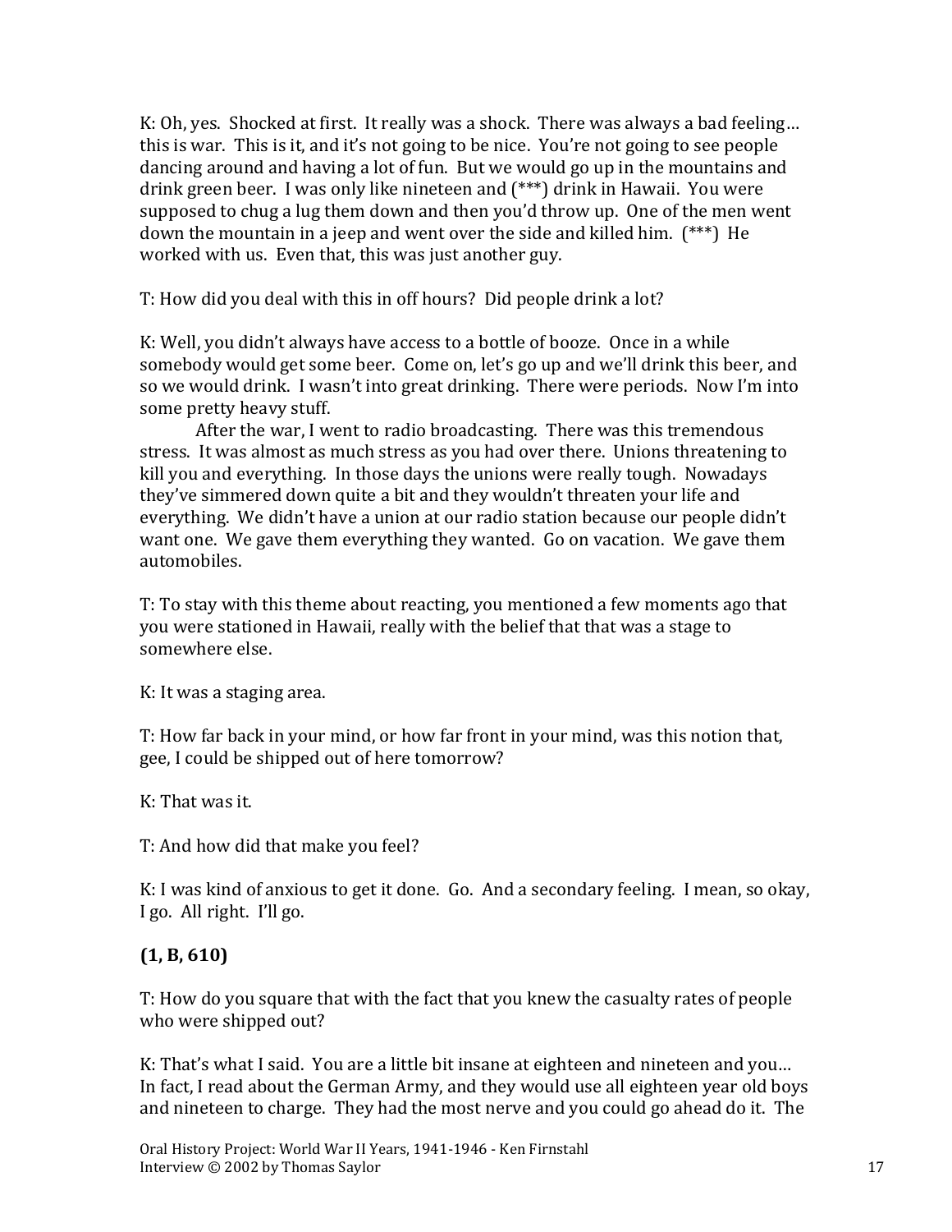K: Oh, yes. Shocked at first. It really was a shock. There was always a bad feeling… this is war. This is it, and it's not going to be nice. You're not going to see people dancing around and having a lot of fun. But we would go up in the mountains and drink green beer. I was only like nineteen and (***) drink in Hawaii. You were supposed to chug a lug them down and then you'd throw up. One of the men went down the mountain in a jeep and went over the side and killed him. (***) He worked with us. Even that, this was just another guy.

T: How did you deal with this in off hours? Did people drink a lot?

K: Well, you didn't always have access to a bottle of booze. Once in a while somebody would get some beer. Come on, let's go up and we'll drink this beer, and so we would drink. I wasn't into great drinking. There were periods. Now I'm into some pretty heavy stuff.

After the war, I went to radio broadcasting. There was this tremendous stress. It was almost as much stress as you had over there. Unions threatening to kill you and everything. In those days the unions were really tough. Nowadays they've simmered down quite a bit and they wouldn't threaten your life and everything. We didn't have a union at our radio station because our people didn't want one. We gave them everything they wanted. Go on vacation. We gave them automobiles.

T: To stay with this theme about reacting, you mentioned a few moments ago that you were stationed in Hawaii, really with the belief that that was a stage to somewhere else.

K: It was a staging area.

T: How far back in your mind, or how far front in your mind, was this notion that, gee, I could be shipped out of here tomorrow?

K: That was it.

T: And how did that make you feel?

K: I was kind of anxious to get it done. Go. And a secondary feeling. I mean, so okay, I go. All right. I'll go.

**(1, B, 610)**

T: How do you square that with the fact that you knew the casualty rates of people who were shipped out?

K: That's what I said. You are a little bit insane at eighteen and nineteen and you… In fact, I read about the German Army, and they would use all eighteen year old boys and nineteen to charge. They had the most nerve and you could go ahead do it. The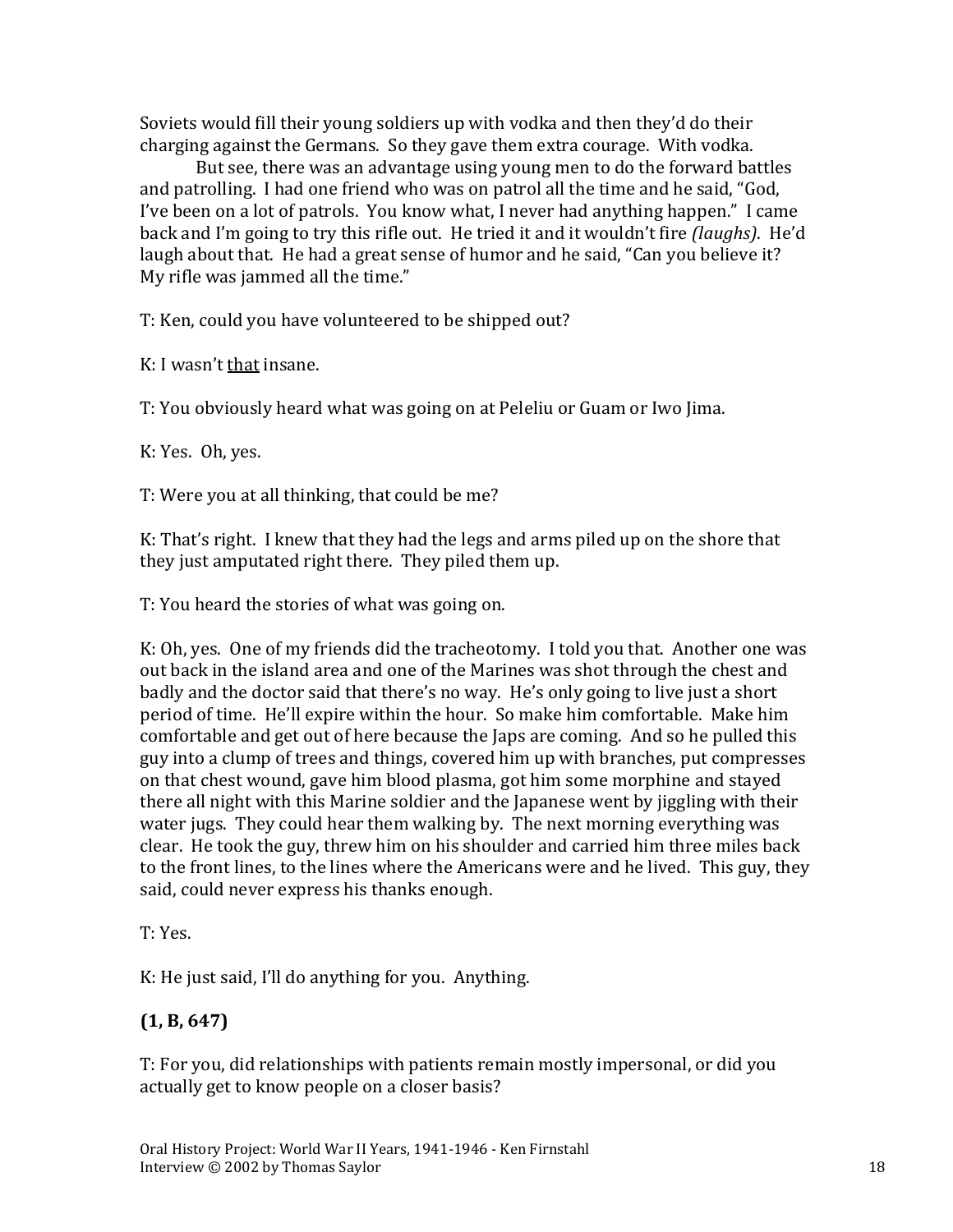Soviets would fill their young soldiers up with vodka and then they'd do their charging against the Germans. So they gave them extra courage. With vodka.

But see, there was an advantage using young men to do the forward battles and patrolling. I had one friend who was on patrol all the time and he said, "God, I've been on a lot of patrols. You know what, I never had anything happen." I came back and I'm going to try this rifle out. He tried it and it wouldn't fire *(laughs)*. He'd laugh about that. He had a great sense of humor and he said, "Can you believe it? My rifle was jammed all the time."

T: Ken, could you have volunteered to be shipped out?

K: I wasn't <u>that</u> insane.

T: You obviously heard what was going on at Peleliu or Guam or Iwo Jima.

K: Yes. Oh, yes.

T: Were you at all thinking, that could be me?

K: That's right. I knew that they had the legs and arms piled up on the shore that they just amputated right there. They piled them up.

T: You heard the stories of what was going on.

K: Oh, yes. One of my friends did the tracheotomy. I told you that. Another one was out back in the island area and one of the Marines was shot through the chest and badly and the doctor said that there's no way. He's only going to live just a short period of time. He'll expire within the hour. So make him comfortable. Make him comfortable and get out of here because the Japs are coming. And so he pulled this guy into a clump of trees and things, covered him up with branches, put compresses on that chest wound, gave him blood plasma, got him some morphine and stayed there all night with this Marine soldier and the Japanese went by jiggling with their water jugs. They could hear them walking by. The next morning everything was clear. He took the guy, threw him on his shoulder and carried him three miles back to the front lines, to the lines where the Americans were and he lived. This guy, they said, could never express his thanks enough.

T: Yes.

K: He just said, I'll do anything for you. Anything.

**(1, B, 647)**

T: For you, did relationships with patients remain mostly impersonal, or did you actually get to know people on a closer basis?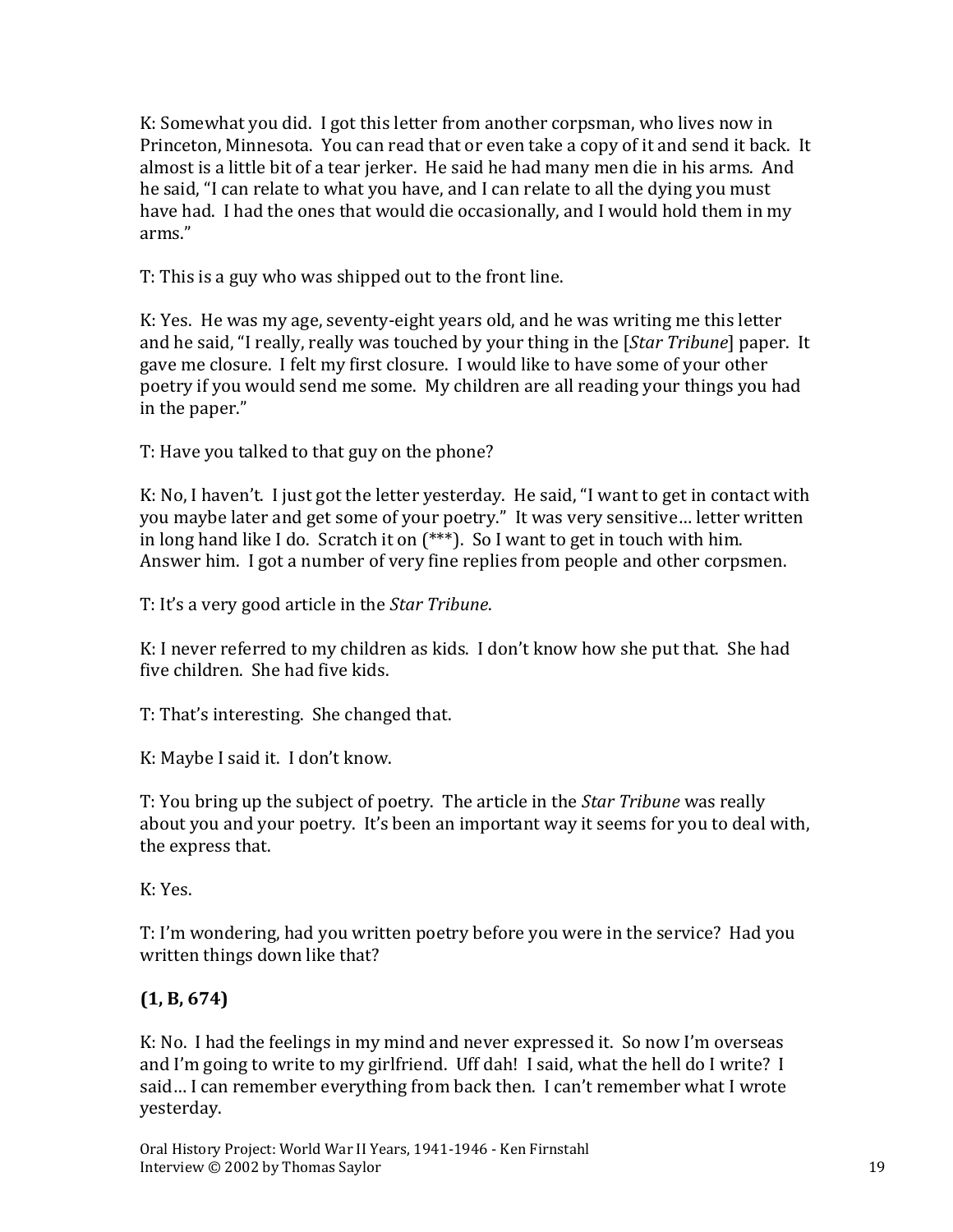K: Somewhat you did. I got this letter from another corpsman, who lives now in Princeton, Minnesota. You can read that or even take a copy of it and send it back. It almost is a little bit of a tear jerker. He said he had many men die in his arms. And he said, "I can relate to what you have, and I can relate to all the dying you must have had. I had the ones that would die occasionally, and I would hold them in my arms."

T: This is a guy who was shipped out to the front line.

K: Yes. He was my age, seventy-eight years old, and he was writing me this letter and he said, "I really, really was touched by your thing in the [*Star Tribune*] paper. It gave me closure. I felt my first closure. I would like to have some of your other poetry if you would send me some. My children are all reading your things you had in the paper."

T: Have you talked to that guy on the phone?

K: No, I haven't. I just got the letter yesterday. He said, "I want to get in contact with you maybe later and get some of your poetry." It was very sensitive… letter written in long hand like I do. Scratch it on (***). So I want to get in touch with him. Answer him. I got a number of very fine replies from people and other corpsmen.

T: It's a very good article in the *Star Tribune*.

K: I never referred to my children as kids. I don't know how she put that. She had five children. She had five kids.

T: That's interesting. She changed that.

K: Maybe I said it. I don't know.

T: You bring up the subject of poetry. The article in the *Star Tribune* was really about you and your poetry. It's been an important way it seems for you to deal with, the express that.

K: Yes.

T: I'm wondering, had you written poetry before you were in the service? Had you written things down like that?

**(1, B, 674)**

K: No. I had the feelings in my mind and never expressed it. So now I'm overseas and I'm going to write to my girlfriend. Uff dah! I said, what the hell do I write? I said… I can remember everything from back then. I can't remember what I wrote yesterday.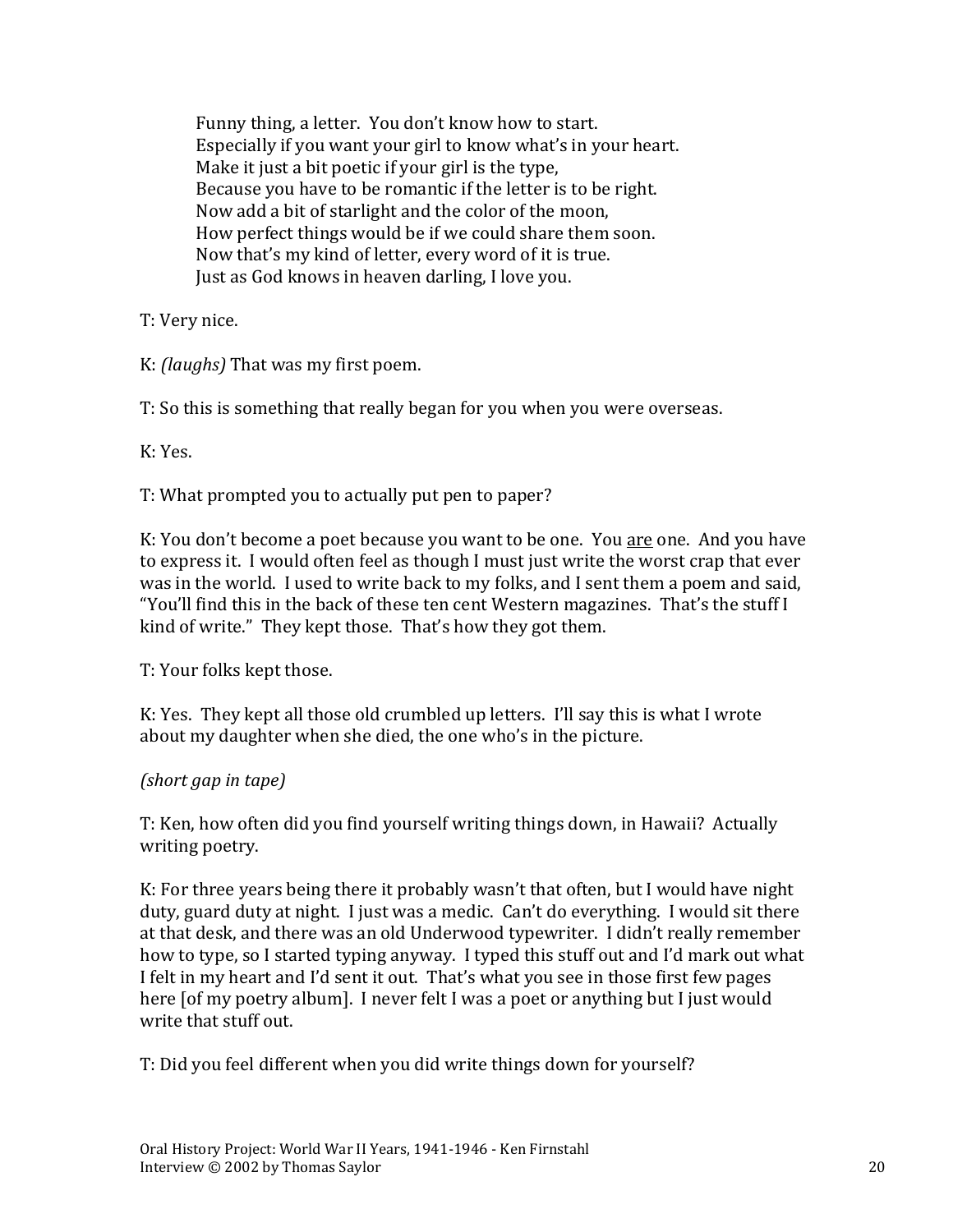> Funny thing, a letter. You don't know how to start.
> Especially if you want your girl to know what's in your heart.
> Make it just a bit poetic if your girl is the type,
> Because you have to be romantic if the letter is to be right.
> Now add a bit of starlight and the color of the moon,
> How perfect things would be if we could share them soon.
> Now that's my kind of letter, every word of it is true.
> Just as God knows in heaven darling, I love you.

T: Very nice.

K: *(laughs)* That was my first poem.

T: So this is something that really began for you when you were overseas.

K: Yes.

T: What prompted you to actually put pen to paper?

K: You don't become a poet because you want to be one. You <u>are</u> one. And you have to express it. I would often feel as though I must just write the worst crap that ever was in the world. I used to write back to my folks, and I sent them a poem and said, "You'll find this in the back of these ten cent Western magazines. That's the stuff I kind of write." They kept those. That's how they got them.

T: Your folks kept those.

K: Yes. They kept all those old crumbled up letters. I'll say this is what I wrote about my daughter when she died, the one who's in the picture.

*(short gap in tape)*

T: Ken, how often did you find yourself writing things down, in Hawaii? Actually writing poetry.

K: For three years being there it probably wasn't that often, but I would have night duty, guard duty at night. I just was a medic. Can't do everything. I would sit there at that desk, and there was an old Underwood typewriter. I didn't really remember how to type, so I started typing anyway. I typed this stuff out and I'd mark out what I felt in my heart and I'd sent it out. That's what you see in those first few pages here [of my poetry album]. I never felt I was a poet or anything but I just would write that stuff out.

T: Did you feel different when you did write things down for yourself?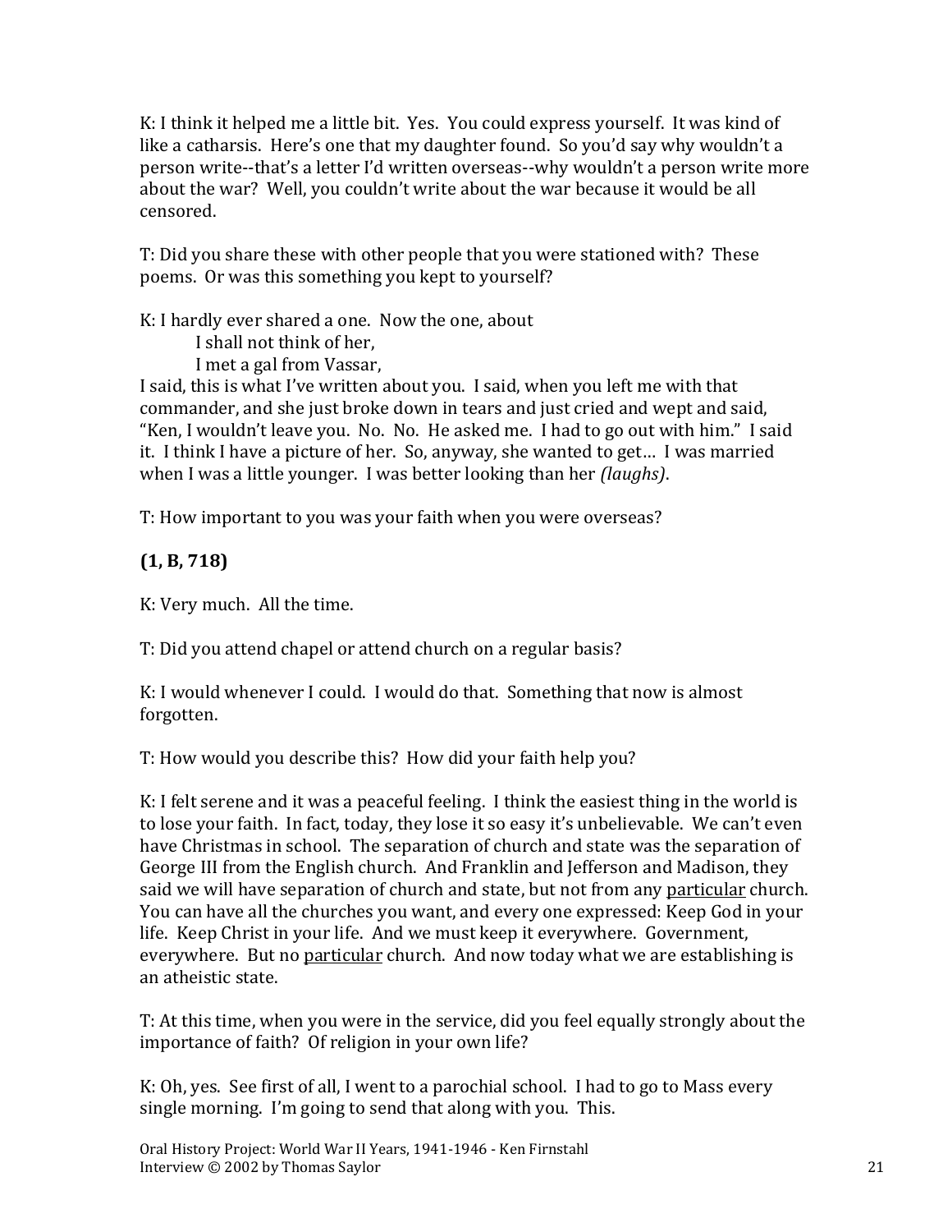K: I think it helped me a little bit. Yes. You could express yourself. It was kind of like a catharsis. Here's one that my daughter found. So you'd say why wouldn't a person write--that's a letter I'd written overseas--why wouldn't a person write more about the war? Well, you couldn't write about the war because it would be all censored.

T: Did you share these with other people that you were stationed with? These poems. Or was this something you kept to yourself?

K: I hardly ever shared a one. Now the one, about

> I shall not think of her,
> I met a gal from Vassar,

I said, this is what I've written about you. I said, when you left me with that commander, and she just broke down in tears and just cried and wept and said, "Ken, I wouldn't leave you. No. No. He asked me. I had to go out with him." I said it. I think I have a picture of her. So, anyway, she wanted to get… I was married when I was a little younger. I was better looking than her *(laughs)*.

T: How important to you was your faith when you were overseas?

**(1, B, 718)**

K: Very much. All the time.

T: Did you attend chapel or attend church on a regular basis?

K: I would whenever I could. I would do that. Something that now is almost forgotten.

T: How would you describe this? How did your faith help you?

K: I felt serene and it was a peaceful feeling. I think the easiest thing in the world is to lose your faith. In fact, today, they lose it so easy it's unbelievable. We can't even have Christmas in school. The separation of church and state was the separation of George III from the English church. And Franklin and Jefferson and Madison, they said we will have separation of church and state, but not from any <u>particular</u> church. You can have all the churches you want, and every one expressed: Keep God in your life. Keep Christ in your life. And we must keep it everywhere. Government, everywhere. But no <u>particular</u> church. And now today what we are establishing is an atheistic state.

T: At this time, when you were in the service, did you feel equally strongly about the importance of faith? Of religion in your own life?

K: Oh, yes. See first of all, I went to a parochial school. I had to go to Mass every single morning. I'm going to send that along with you. This.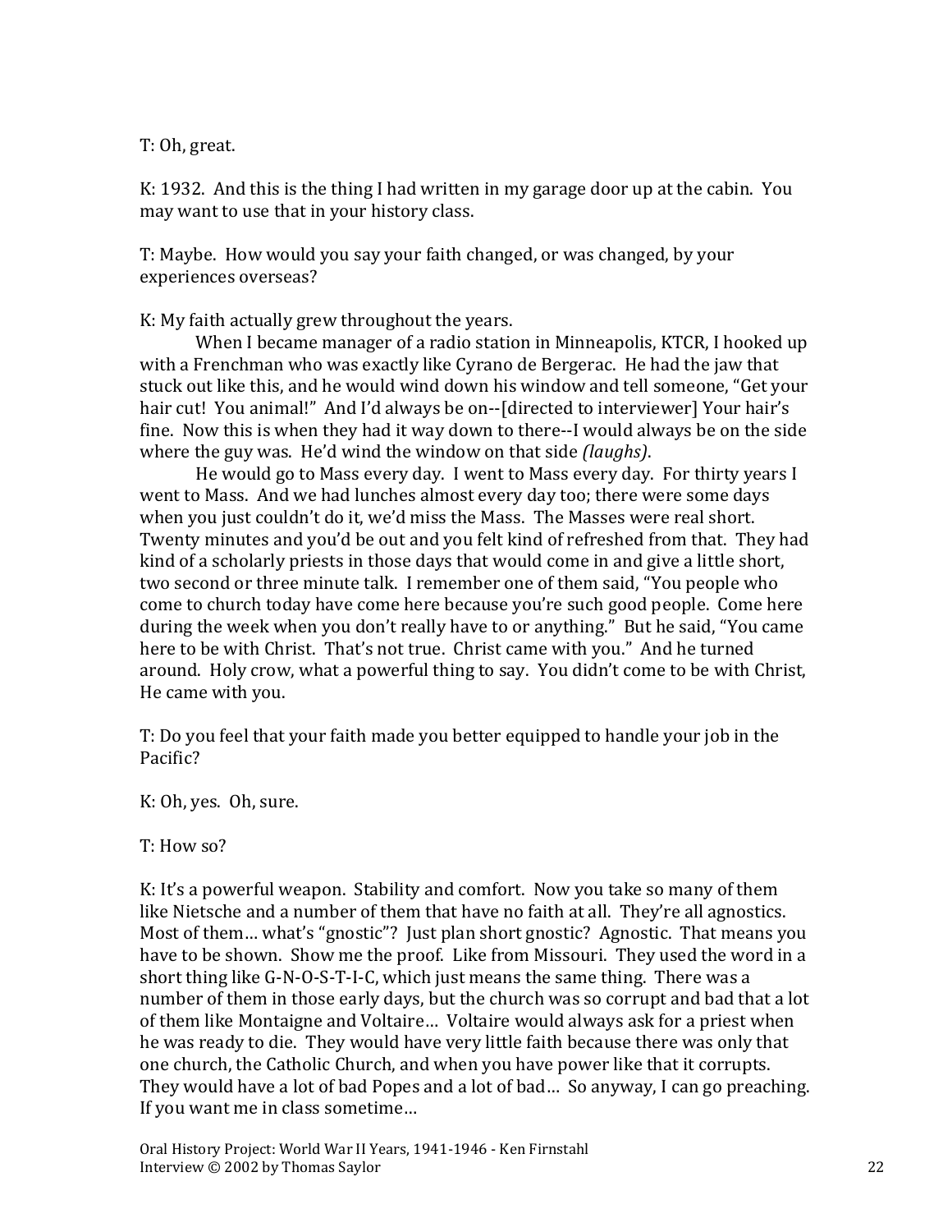T: Oh, great.

K: 1932. And this is the thing I had written in my garage door up at the cabin. You may want to use that in your history class.

T: Maybe. How would you say your faith changed, or was changed, by your experiences overseas?

K: My faith actually grew throughout the years.

When I became manager of a radio station in Minneapolis, KTCR, I hooked up with a Frenchman who was exactly like Cyrano de Bergerac. He had the jaw that stuck out like this, and he would wind down his window and tell someone, "Get your hair cut! You animal!" And I'd always be on--[directed to interviewer] Your hair's fine. Now this is when they had it way down to there--I would always be on the side where the guy was. He'd wind the window on that side *(laughs)*.

He would go to Mass every day. I went to Mass every day. For thirty years I went to Mass. And we had lunches almost every day too; there were some days when you just couldn't do it, we'd miss the Mass. The Masses were real short. Twenty minutes and you'd be out and you felt kind of refreshed from that. They had kind of a scholarly priests in those days that would come in and give a little short, two second or three minute talk. I remember one of them said, "You people who come to church today have come here because you're such good people. Come here during the week when you don't really have to or anything." But he said, "You came here to be with Christ. That's not true. Christ came with you." And he turned around. Holy crow, what a powerful thing to say. You didn't come to be with Christ, He came with you.

T: Do you feel that your faith made you better equipped to handle your job in the Pacific?

K: Oh, yes. Oh, sure.

T: How so?

K: It's a powerful weapon. Stability and comfort. Now you take so many of them like Nietsche and a number of them that have no faith at all. They're all agnostics. Most of them… what's "gnostic"? Just plan short gnostic? Agnostic. That means you have to be shown. Show me the proof. Like from Missouri. They used the word in a short thing like G-N-O-S-T-I-C, which just means the same thing. There was a number of them in those early days, but the church was so corrupt and bad that a lot of them like Montaigne and Voltaire… Voltaire would always ask for a priest when he was ready to die. They would have very little faith because there was only that one church, the Catholic Church, and when you have power like that it corrupts. They would have a lot of bad Popes and a lot of bad… So anyway, I can go preaching. If you want me in class sometime…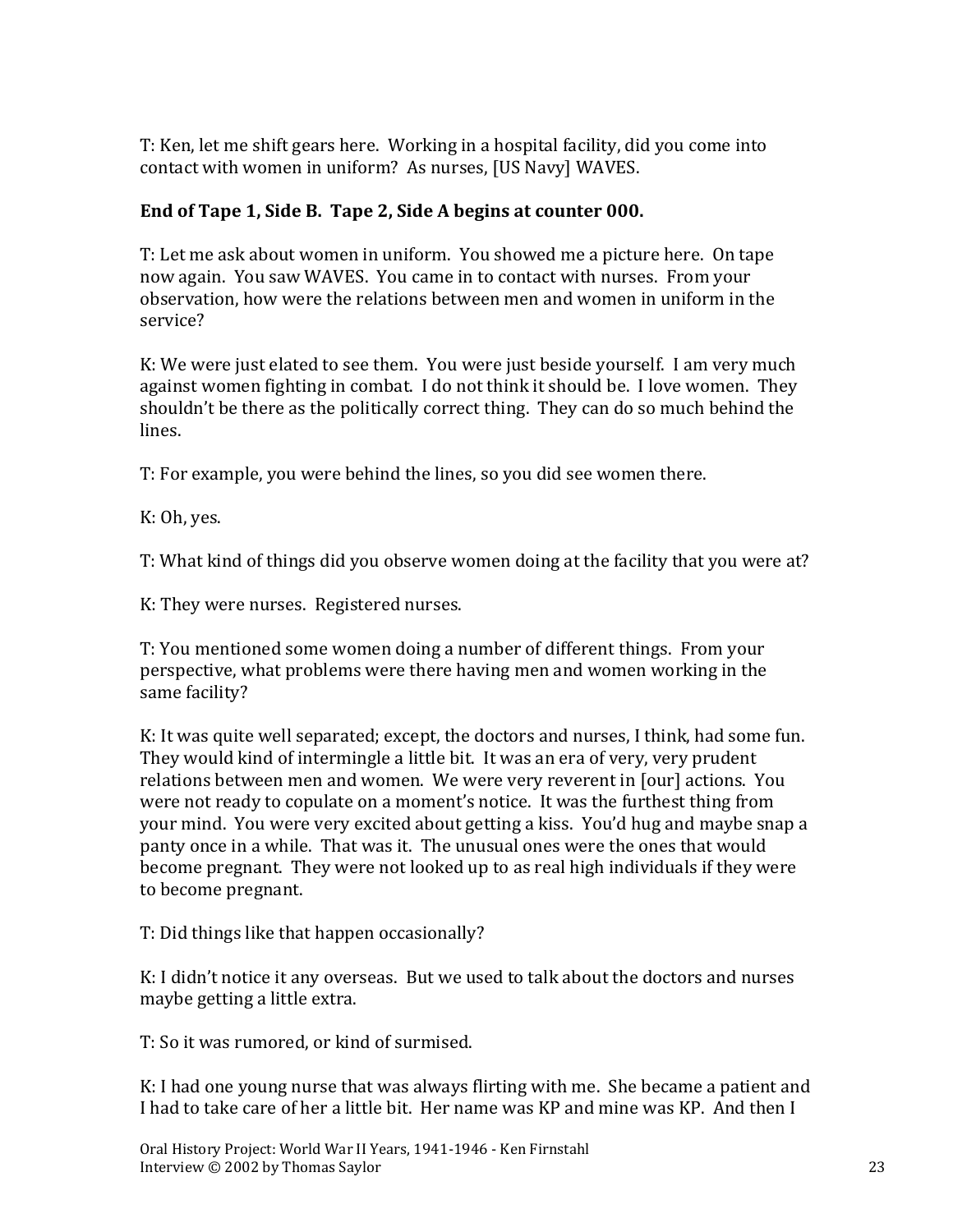T: Ken, let me shift gears here. Working in a hospital facility, did you come into contact with women in uniform? As nurses, [US Navy] WAVES.

**End of Tape 1, Side B. Tape 2, Side A begins at counter 000.**

T: Let me ask about women in uniform. You showed me a picture here. On tape now again. You saw WAVES. You came in to contact with nurses. From your observation, how were the relations between men and women in uniform in the service?

K: We were just elated to see them. You were just beside yourself. I am very much against women fighting in combat. I do not think it should be. I love women. They shouldn't be there as the politically correct thing. They can do so much behind the lines.

T: For example, you were behind the lines, so you did see women there.

K: Oh, yes.

T: What kind of things did you observe women doing at the facility that you were at?

K: They were nurses. Registered nurses.

T: You mentioned some women doing a number of different things. From your perspective, what problems were there having men and women working in the same facility?

K: It was quite well separated; except, the doctors and nurses, I think, had some fun. They would kind of intermingle a little bit. It was an era of very, very prudent relations between men and women. We were very reverent in [our] actions. You were not ready to copulate on a moment's notice. It was the furthest thing from your mind. You were very excited about getting a kiss. You'd hug and maybe snap a panty once in a while. That was it. The unusual ones were the ones that would become pregnant. They were not looked up to as real high individuals if they were to become pregnant.

T: Did things like that happen occasionally?

K: I didn't notice it any overseas. But we used to talk about the doctors and nurses maybe getting a little extra.

T: So it was rumored, or kind of surmised.

K: I had one young nurse that was always flirting with me. She became a patient and I had to take care of her a little bit. Her name was KP and mine was KP. And then I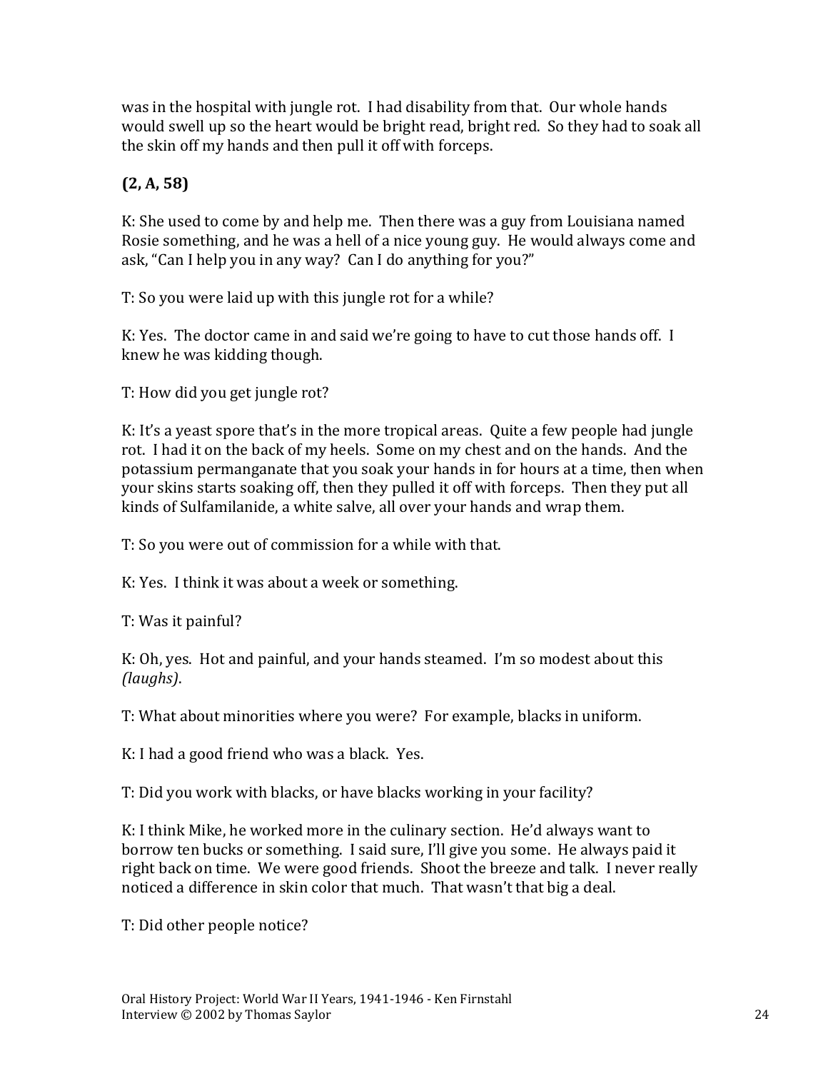was in the hospital with jungle rot. I had disability from that. Our whole hands would swell up so the heart would be bright read, bright red. So they had to soak all the skin off my hands and then pull it off with forceps.

**(2, A, 58)**

K: She used to come by and help me. Then there was a guy from Louisiana named Rosie something, and he was a hell of a nice young guy. He would always come and ask, "Can I help you in any way? Can I do anything for you?"

T: So you were laid up with this jungle rot for a while?

K: Yes. The doctor came in and said we're going to have to cut those hands off. I knew he was kidding though.

T: How did you get jungle rot?

K: It's a yeast spore that's in the more tropical areas. Quite a few people had jungle rot. I had it on the back of my heels. Some on my chest and on the hands. And the potassium permanganate that you soak your hands in for hours at a time, then when your skins starts soaking off, then they pulled it off with forceps. Then they put all kinds of Sulfamilanide, a white salve, all over your hands and wrap them.

T: So you were out of commission for a while with that.

K: Yes. I think it was about a week or something.

T: Was it painful?

K: Oh, yes. Hot and painful, and your hands steamed. I'm so modest about this *(laughs)*.

T: What about minorities where you were? For example, blacks in uniform.

K: I had a good friend who was a black. Yes.

T: Did you work with blacks, or have blacks working in your facility?

K: I think Mike, he worked more in the culinary section. He'd always want to borrow ten bucks or something. I said sure, I'll give you some. He always paid it right back on time. We were good friends. Shoot the breeze and talk. I never really noticed a difference in skin color that much. That wasn't that big a deal.

T: Did other people notice?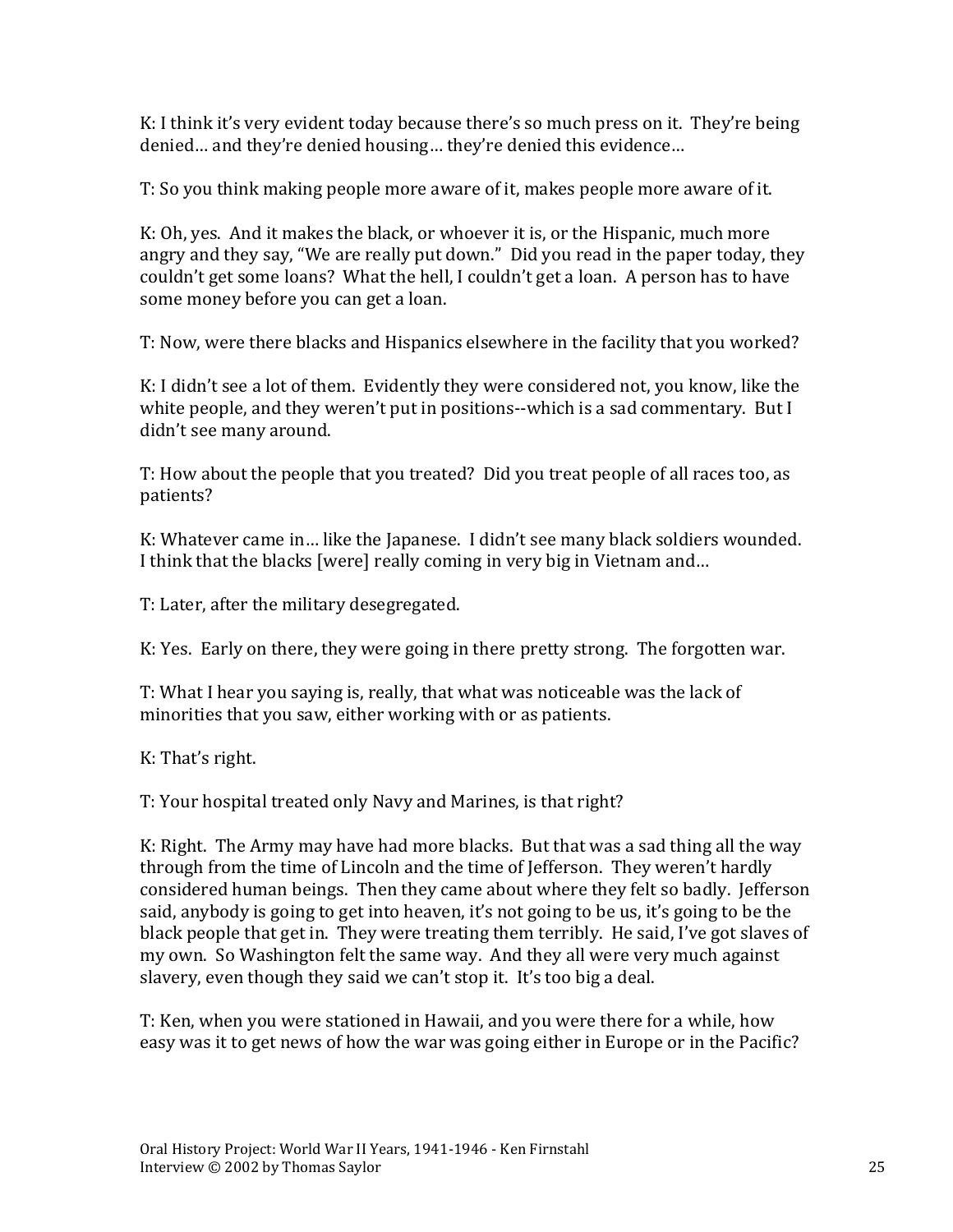K: I think it's very evident today because there's so much press on it. They're being denied… and they're denied housing… they're denied this evidence…

T: So you think making people more aware of it, makes people more aware of it.

K: Oh, yes. And it makes the black, or whoever it is, or the Hispanic, much more angry and they say, "We are really put down." Did you read in the paper today, they couldn't get some loans? What the hell, I couldn't get a loan. A person has to have some money before you can get a loan.

T: Now, were there blacks and Hispanics elsewhere in the facility that you worked?

K: I didn't see a lot of them. Evidently they were considered not, you know, like the white people, and they weren't put in positions--which is a sad commentary. But I didn't see many around.

T: How about the people that you treated? Did you treat people of all races too, as patients?

K: Whatever came in… like the Japanese. I didn't see many black soldiers wounded. I think that the blacks [were] really coming in very big in Vietnam and…

T: Later, after the military desegregated.

K: Yes. Early on there, they were going in there pretty strong. The forgotten war.

T: What I hear you saying is, really, that what was noticeable was the lack of minorities that you saw, either working with or as patients.

K: That's right.

T: Your hospital treated only Navy and Marines, is that right?

K: Right. The Army may have had more blacks. But that was a sad thing all the way through from the time of Lincoln and the time of Jefferson. They weren't hardly considered human beings. Then they came about where they felt so badly. Jefferson said, anybody is going to get into heaven, it's not going to be us, it's going to be the black people that get in. They were treating them terribly. He said, I've got slaves of my own. So Washington felt the same way. And they all were very much against slavery, even though they said we can't stop it. It's too big a deal.

T: Ken, when you were stationed in Hawaii, and you were there for a while, how easy was it to get news of how the war was going either in Europe or in the Pacific?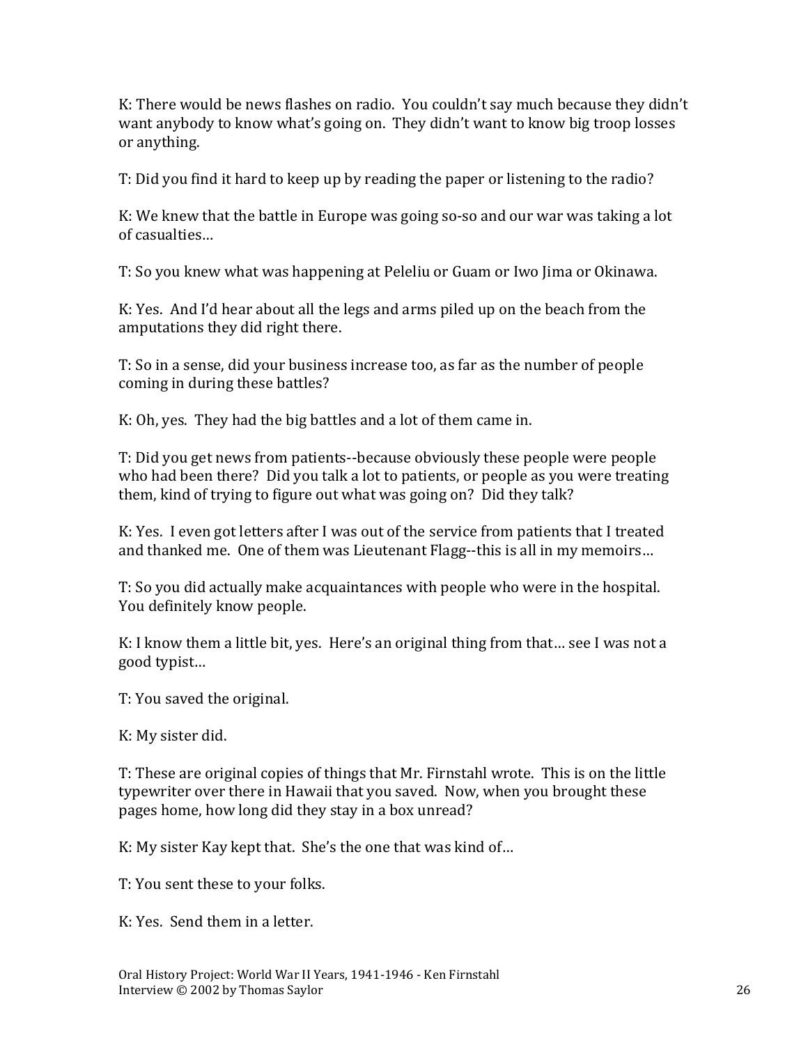K: There would be news flashes on radio. You couldn't say much because they didn't want anybody to know what's going on. They didn't want to know big troop losses or anything.

T: Did you find it hard to keep up by reading the paper or listening to the radio?

K: We knew that the battle in Europe was going so-so and our war was taking a lot of casualties…

T: So you knew what was happening at Peleliu or Guam or Iwo Jima or Okinawa.

K: Yes. And I'd hear about all the legs and arms piled up on the beach from the amputations they did right there.

T: So in a sense, did your business increase too, as far as the number of people coming in during these battles?

K: Oh, yes. They had the big battles and a lot of them came in.

T: Did you get news from patients--because obviously these people were people who had been there? Did you talk a lot to patients, or people as you were treating them, kind of trying to figure out what was going on? Did they talk?

K: Yes. I even got letters after I was out of the service from patients that I treated and thanked me. One of them was Lieutenant Flagg--this is all in my memoirs…

T: So you did actually make acquaintances with people who were in the hospital. You definitely know people.

K: I know them a little bit, yes. Here's an original thing from that… see I was not a good typist…

T: You saved the original.

K: My sister did.

T: These are original copies of things that Mr. Firnstahl wrote. This is on the little typewriter over there in Hawaii that you saved. Now, when you brought these pages home, how long did they stay in a box unread?

K: My sister Kay kept that. She's the one that was kind of…

T: You sent these to your folks.

K: Yes. Send them in a letter.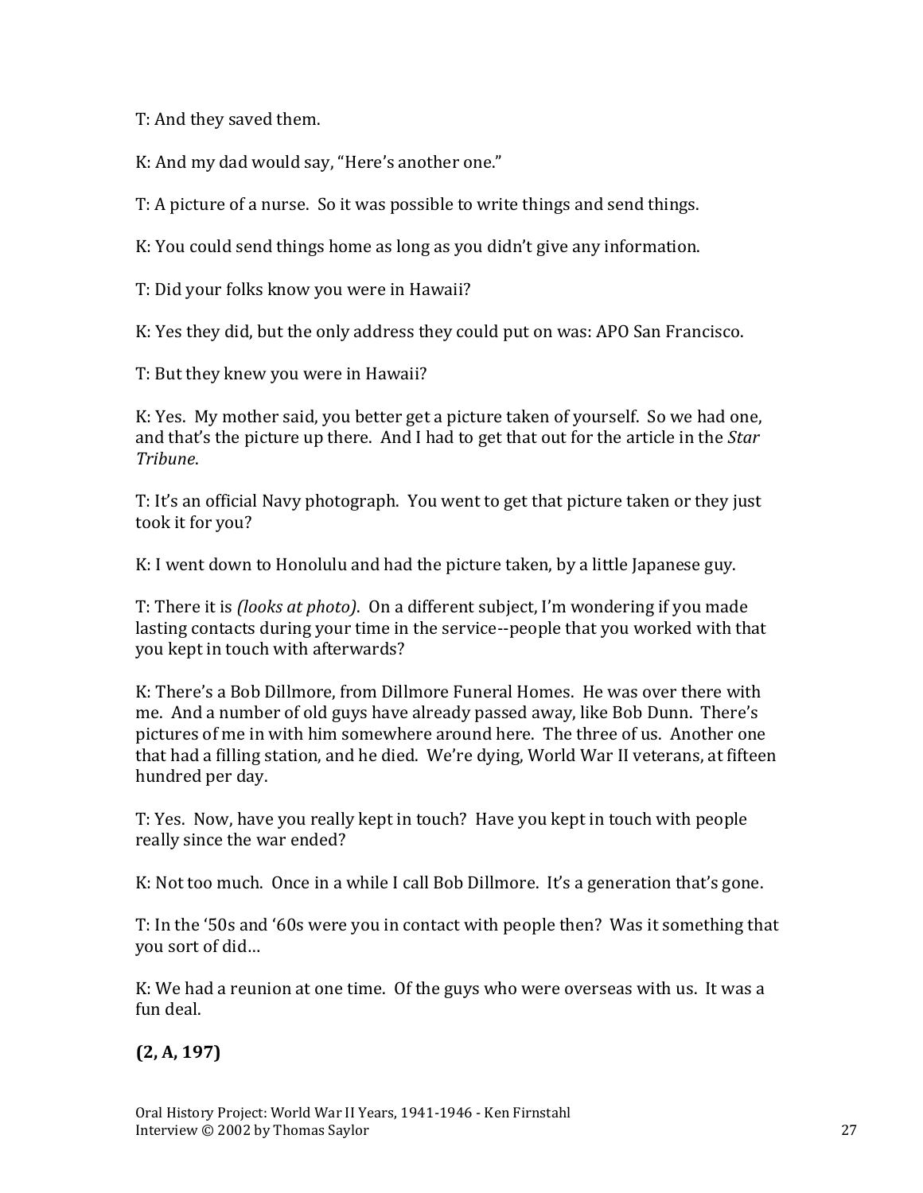T: And they saved them.

K: And my dad would say, "Here's another one."

T: A picture of a nurse. So it was possible to write things and send things.

K: You could send things home as long as you didn't give any information.

T: Did your folks know you were in Hawaii?

K: Yes they did, but the only address they could put on was: APO San Francisco.

T: But they knew you were in Hawaii?

K: Yes. My mother said, you better get a picture taken of yourself. So we had one, and that's the picture up there. And I had to get that out for the article in the *Star Tribune*.

T: It's an official Navy photograph. You went to get that picture taken or they just took it for you?

K: I went down to Honolulu and had the picture taken, by a little Japanese guy.

T: There it is *(looks at photo)*. On a different subject, I'm wondering if you made lasting contacts during your time in the service--people that you worked with that you kept in touch with afterwards?

K: There's a Bob Dillmore, from Dillmore Funeral Homes. He was over there with me. And a number of old guys have already passed away, like Bob Dunn. There's pictures of me in with him somewhere around here. The three of us. Another one that had a filling station, and he died. We're dying, World War II veterans, at fifteen hundred per day.

T: Yes. Now, have you really kept in touch? Have you kept in touch with people really since the war ended?

K: Not too much. Once in a while I call Bob Dillmore. It's a generation that's gone.

T: In the '50s and '60s were you in contact with people then? Was it something that you sort of did…

K: We had a reunion at one time. Of the guys who were overseas with us. It was a fun deal.

**(2, A, 197)**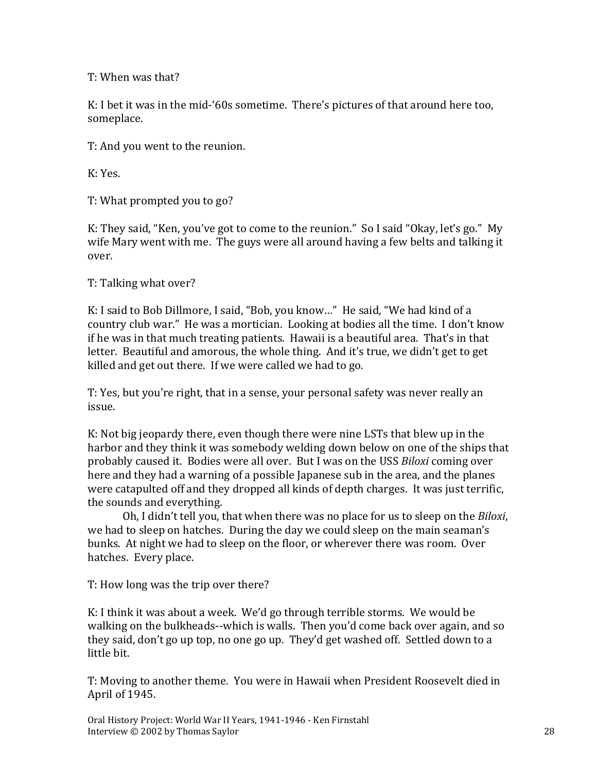T: When was that?

K: I bet it was in the mid-'60s sometime. There's pictures of that around here too, someplace.

T: And you went to the reunion.

K: Yes.

T: What prompted you to go?

K: They said, "Ken, you've got to come to the reunion." So I said "Okay, let's go." My wife Mary went with me. The guys were all around having a few belts and talking it over.

T: Talking what over?

K: I said to Bob Dillmore, I said, "Bob, you know…" He said, "We had kind of a country club war." He was a mortician. Looking at bodies all the time. I don't know if he was in that much treating patients. Hawaii is a beautiful area. That's in that letter. Beautiful and amorous, the whole thing. And it's true, we didn't get to get killed and get out there. If we were called we had to go.

T: Yes, but you're right, that in a sense, your personal safety was never really an issue.

K: Not big jeopardy there, even though there were nine LSTs that blew up in the harbor and they think it was somebody welding down below on one of the ships that probably caused it. Bodies were all over. But I was on the USS *Biloxi* coming over here and they had a warning of a possible Japanese sub in the area, and the planes were catapulted off and they dropped all kinds of depth charges. It was just terrific, the sounds and everything.

Oh, I didn't tell you, that when there was no place for us to sleep on the *Biloxi*, we had to sleep on hatches. During the day we could sleep on the main seaman's bunks. At night we had to sleep on the floor, or wherever there was room. Over hatches. Every place.

T: How long was the trip over there?

K: I think it was about a week. We'd go through terrible storms. We would be walking on the bulkheads--which is walls. Then you'd come back over again, and so they said, don't go up top, no one go up. They'd get washed off. Settled down to a little bit.

T: Moving to another theme. You were in Hawaii when President Roosevelt died in April of 1945.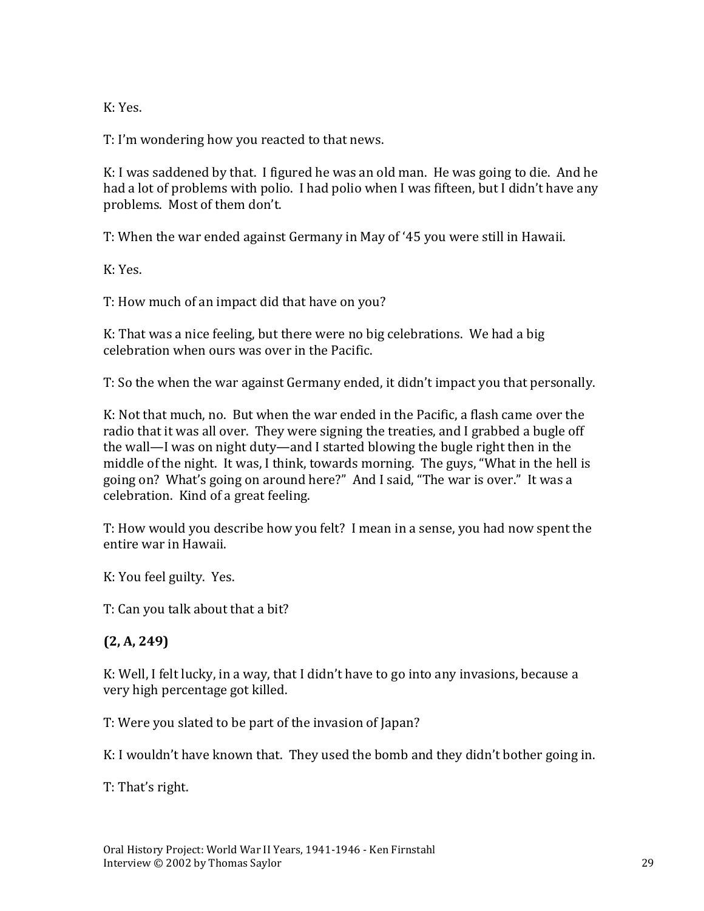K: Yes.

T: I'm wondering how you reacted to that news.

K: I was saddened by that. I figured he was an old man. He was going to die. And he had a lot of problems with polio. I had polio when I was fifteen, but I didn't have any problems. Most of them don't.

T: When the war ended against Germany in May of '45 you were still in Hawaii.

K: Yes.

T: How much of an impact did that have on you?

K: That was a nice feeling, but there were no big celebrations. We had a big celebration when ours was over in the Pacific.

T: So the when the war against Germany ended, it didn't impact you that personally.

K: Not that much, no. But when the war ended in the Pacific, a flash came over the radio that it was all over. They were signing the treaties, and I grabbed a bugle off the wall—I was on night duty—and I started blowing the bugle right then in the middle of the night. It was, I think, towards morning. The guys, "What in the hell is going on? What's going on around here?" And I said, "The war is over." It was a celebration. Kind of a great feeling.

T: How would you describe how you felt? I mean in a sense, you had now spent the entire war in Hawaii.

K: You feel guilty. Yes.

T: Can you talk about that a bit?

**(2, A, 249)**

K: Well, I felt lucky, in a way, that I didn't have to go into any invasions, because a very high percentage got killed.

T: Were you slated to be part of the invasion of Japan?

K: I wouldn't have known that. They used the bomb and they didn't bother going in.

T: That's right.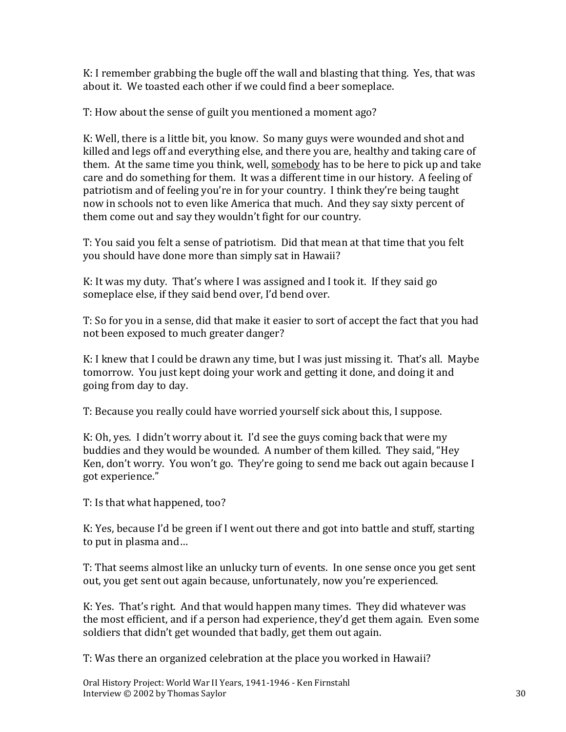K: I remember grabbing the bugle off the wall and blasting that thing. Yes, that was about it. We toasted each other if we could find a beer someplace.

T: How about the sense of guilt you mentioned a moment ago?

K: Well, there is a little bit, you know. So many guys were wounded and shot and killed and legs off and everything else, and there you are, healthy and taking care of them. At the same time you think, well, <u>somebody</u> has to be here to pick up and take care and do something for them. It was a different time in our history. A feeling of patriotism and of feeling you're in for your country. I think they're being taught now in schools not to even like America that much. And they say sixty percent of them come out and say they wouldn't fight for our country.

T: You said you felt a sense of patriotism. Did that mean at that time that you felt you should have done more than simply sat in Hawaii?

K: It was my duty. That's where I was assigned and I took it. If they said go someplace else, if they said bend over, I'd bend over.

T: So for you in a sense, did that make it easier to sort of accept the fact that you had not been exposed to much greater danger?

K: I knew that I could be drawn any time, but I was just missing it. That's all. Maybe tomorrow. You just kept doing your work and getting it done, and doing it and going from day to day.

T: Because you really could have worried yourself sick about this, I suppose.

K: Oh, yes. I didn't worry about it. I'd see the guys coming back that were my buddies and they would be wounded. A number of them killed. They said, "Hey Ken, don't worry. You won't go. They're going to send me back out again because I got experience."

T: Is that what happened, too?

K: Yes, because I'd be green if I went out there and got into battle and stuff, starting to put in plasma and…

T: That seems almost like an unlucky turn of events. In one sense once you get sent out, you get sent out again because, unfortunately, now you're experienced.

K: Yes. That's right. And that would happen many times. They did whatever was the most efficient, and if a person had experience, they'd get them again. Even some soldiers that didn't get wounded that badly, get them out again.

T: Was there an organized celebration at the place you worked in Hawaii?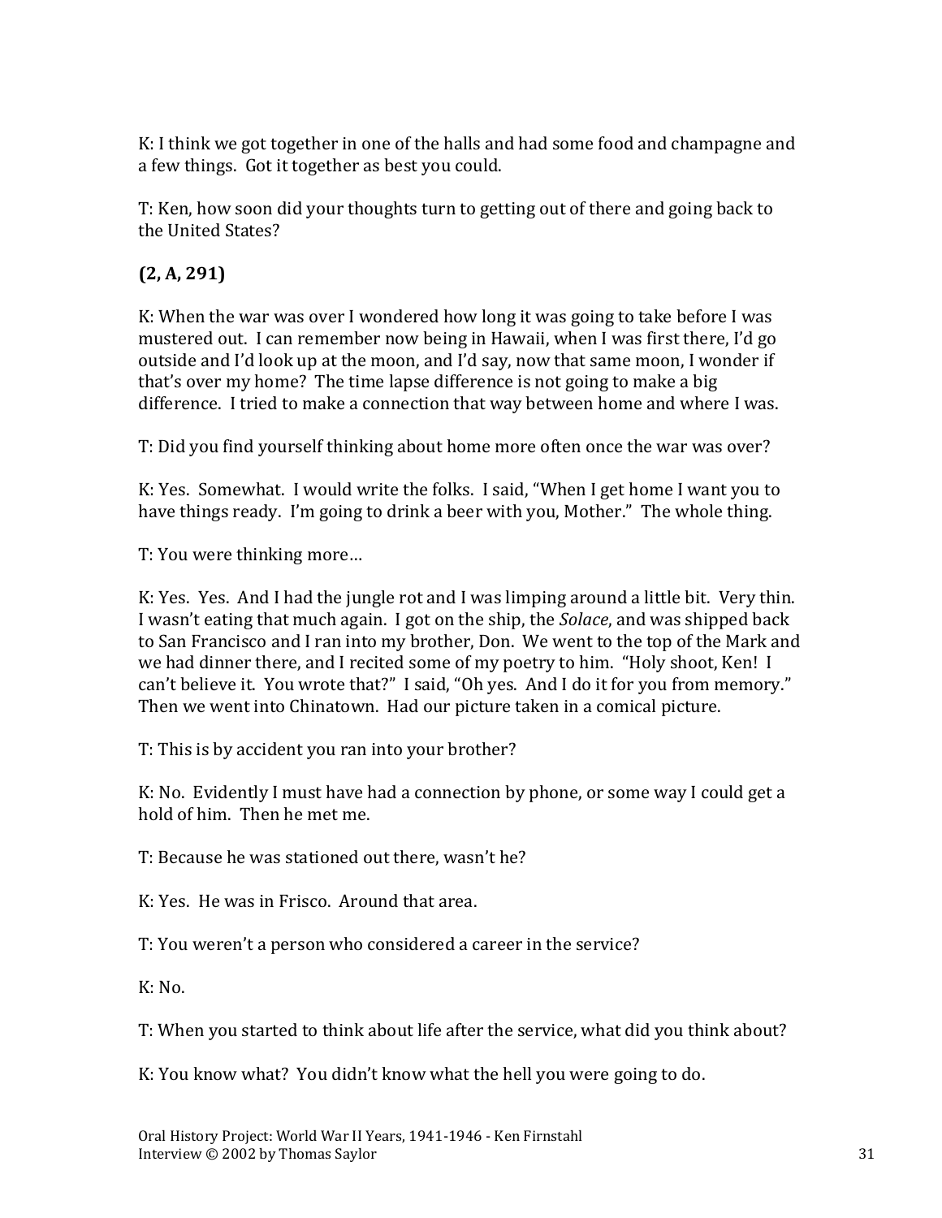K: I think we got together in one of the halls and had some food and champagne and a few things. Got it together as best you could.

T: Ken, how soon did your thoughts turn to getting out of there and going back to the United States?

**(2, A, 291)**

K: When the war was over I wondered how long it was going to take before I was mustered out. I can remember now being in Hawaii, when I was first there, I'd go outside and I'd look up at the moon, and I'd say, now that same moon, I wonder if that's over my home? The time lapse difference is not going to make a big difference. I tried to make a connection that way between home and where I was.

T: Did you find yourself thinking about home more often once the war was over?

K: Yes. Somewhat. I would write the folks. I said, "When I get home I want you to have things ready. I'm going to drink a beer with you, Mother." The whole thing.

T: You were thinking more…

K: Yes. Yes. And I had the jungle rot and I was limping around a little bit. Very thin. I wasn't eating that much again. I got on the ship, the *Solace*, and was shipped back to San Francisco and I ran into my brother, Don. We went to the top of the Mark and we had dinner there, and I recited some of my poetry to him. "Holy shoot, Ken! I can't believe it. You wrote that?" I said, "Oh yes. And I do it for you from memory." Then we went into Chinatown. Had our picture taken in a comical picture.

T: This is by accident you ran into your brother?

K: No. Evidently I must have had a connection by phone, or some way I could get a hold of him. Then he met me.

T: Because he was stationed out there, wasn't he?

K: Yes. He was in Frisco. Around that area.

T: You weren't a person who considered a career in the service?

K: No.

T: When you started to think about life after the service, what did you think about?

K: You know what? You didn't know what the hell you were going to do.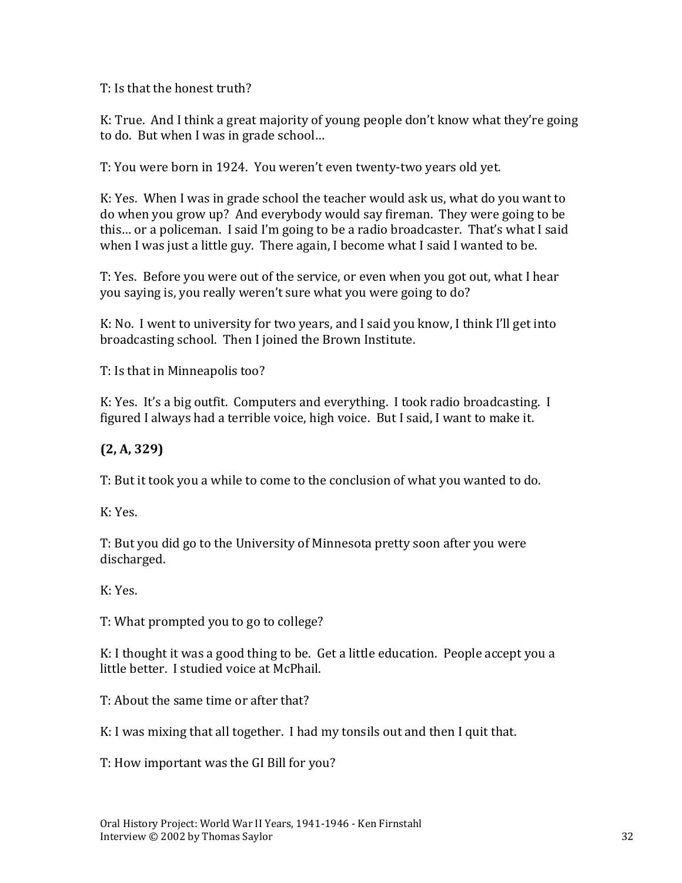T: Is that the honest truth?

K: True. And I think a great majority of young people don't know what they're going to do. But when I was in grade school…

T: You were born in 1924. You weren't even twenty-two years old yet.

K: Yes. When I was in grade school the teacher would ask us, what do you want to do when you grow up? And everybody would say fireman. They were going to be this… or a policeman. I said I'm going to be a radio broadcaster. That's what I said when I was just a little guy. There again, I become what I said I wanted to be.

T: Yes. Before you were out of the service, or even when you got out, what I hear you saying is, you really weren't sure what you were going to do?

K: No. I went to university for two years, and I said you know, I think I'll get into broadcasting school. Then I joined the Brown Institute.

T: Is that in Minneapolis too?

K: Yes. It's a big outfit. Computers and everything. I took radio broadcasting. I figured I always had a terrible voice, high voice. But I said, I want to make it.

**(2, A, 329)**

T: But it took you a while to come to the conclusion of what you wanted to do.

K: Yes.

T: But you did go to the University of Minnesota pretty soon after you were discharged.

K: Yes.

T: What prompted you to go to college?

K: I thought it was a good thing to be. Get a little education. People accept you a little better. I studied voice at McPhail.

T: About the same time or after that?

K: I was mixing that all together. I had my tonsils out and then I quit that.

T: How important was the GI Bill for you?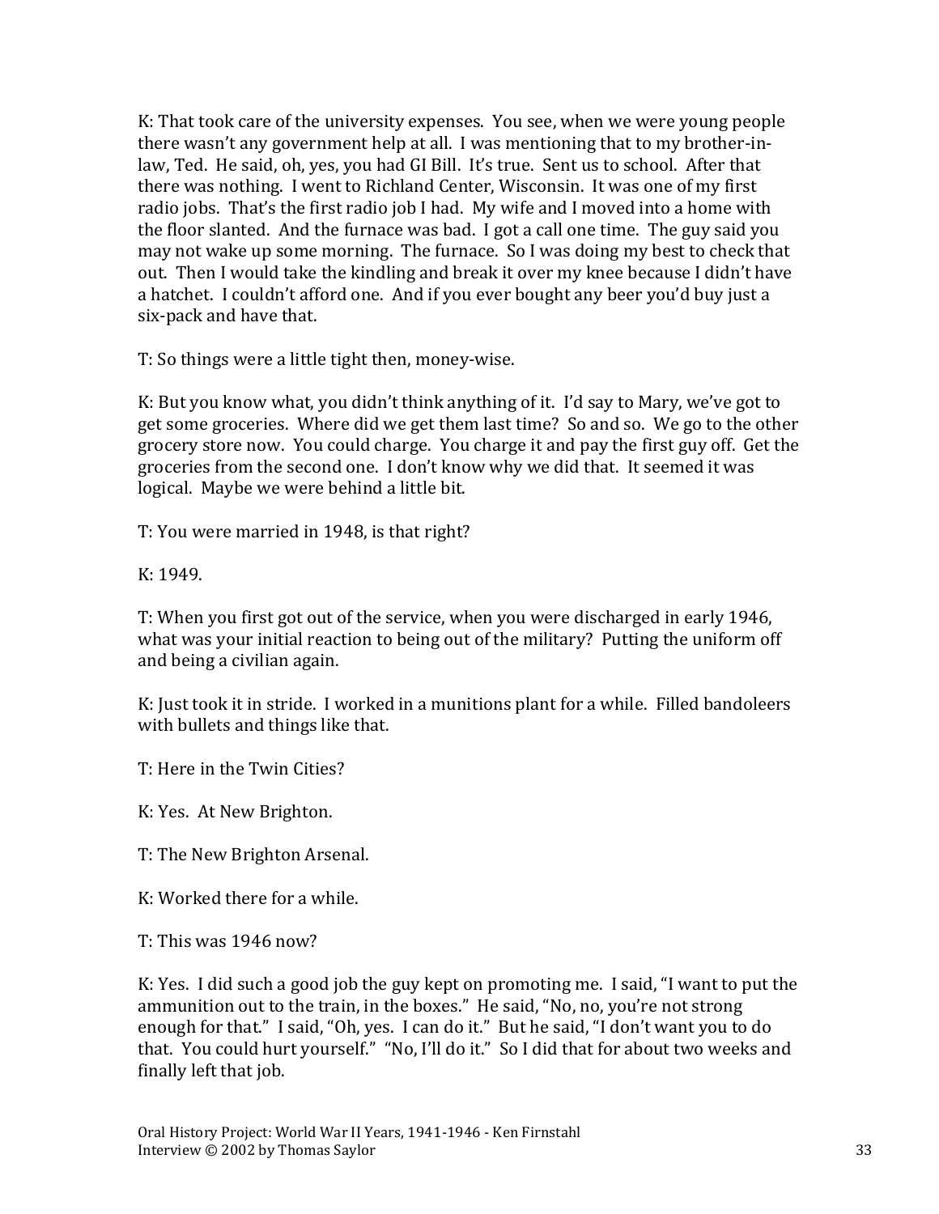K: That took care of the university expenses. You see, when we were young people there wasn't any government help at all. I was mentioning that to my brother-in-law, Ted. He said, oh, yes, you had GI Bill. It's true. Sent us to school. After that there was nothing. I went to Richland Center, Wisconsin. It was one of my first radio jobs. That's the first radio job I had. My wife and I moved into a home with the floor slanted. And the furnace was bad. I got a call one time. The guy said you may not wake up some morning. The furnace. So I was doing my best to check that out. Then I would take the kindling and break it over my knee because I didn't have a hatchet. I couldn't afford one. And if you ever bought any beer you'd buy just a six-pack and have that.

T: So things were a little tight then, money-wise.

K: But you know what, you didn't think anything of it. I'd say to Mary, we've got to get some groceries. Where did we get them last time? So and so. We go to the other grocery store now. You could charge. You charge it and pay the first guy off. Get the groceries from the second one. I don't know why we did that. It seemed it was logical. Maybe we were behind a little bit.

T: You were married in 1948, is that right?

K: 1949.

T: When you first got out of the service, when you were discharged in early 1946, what was your initial reaction to being out of the military? Putting the uniform off and being a civilian again.

K: Just took it in stride. I worked in a munitions plant for a while. Filled bandoleers with bullets and things like that.

T: Here in the Twin Cities?

K: Yes. At New Brighton.

T: The New Brighton Arsenal.

K: Worked there for a while.

T: This was 1946 now?

K: Yes. I did such a good job the guy kept on promoting me. I said, "I want to put the ammunition out to the train, in the boxes." He said, "No, no, you're not strong enough for that." I said, "Oh, yes. I can do it." But he said, "I don't want you to do that. You could hurt yourself." "No, I'll do it." So I did that for about two weeks and finally left that job.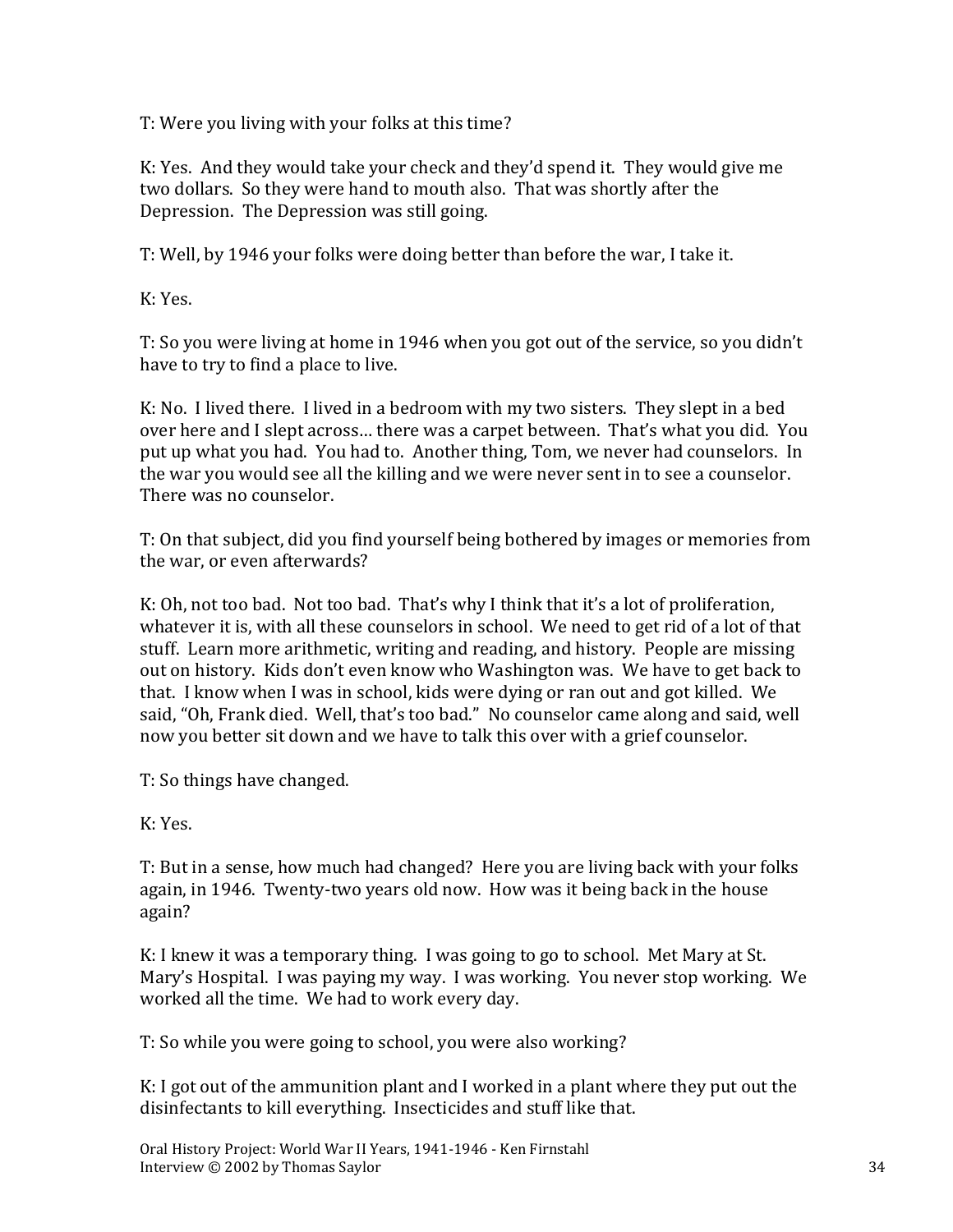T: Were you living with your folks at this time?

K: Yes. And they would take your check and they'd spend it. They would give me two dollars. So they were hand to mouth also. That was shortly after the Depression. The Depression was still going.

T: Well, by 1946 your folks were doing better than before the war, I take it.

K: Yes.

T: So you were living at home in 1946 when you got out of the service, so you didn't have to try to find a place to live.

K: No. I lived there. I lived in a bedroom with my two sisters. They slept in a bed over here and I slept across… there was a carpet between. That's what you did. You put up what you had. You had to. Another thing, Tom, we never had counselors. In the war you would see all the killing and we were never sent in to see a counselor. There was no counselor.

T: On that subject, did you find yourself being bothered by images or memories from the war, or even afterwards?

K: Oh, not too bad. Not too bad. That's why I think that it's a lot of proliferation, whatever it is, with all these counselors in school. We need to get rid of a lot of that stuff. Learn more arithmetic, writing and reading, and history. People are missing out on history. Kids don't even know who Washington was. We have to get back to that. I know when I was in school, kids were dying or ran out and got killed. We said, "Oh, Frank died. Well, that's too bad." No counselor came along and said, well now you better sit down and we have to talk this over with a grief counselor.

T: So things have changed.

K: Yes.

T: But in a sense, how much had changed? Here you are living back with your folks again, in 1946. Twenty-two years old now. How was it being back in the house again?

K: I knew it was a temporary thing. I was going to go to school. Met Mary at St. Mary's Hospital. I was paying my way. I was working. You never stop working. We worked all the time. We had to work every day.

T: So while you were going to school, you were also working?

K: I got out of the ammunition plant and I worked in a plant where they put out the disinfectants to kill everything. Insecticides and stuff like that.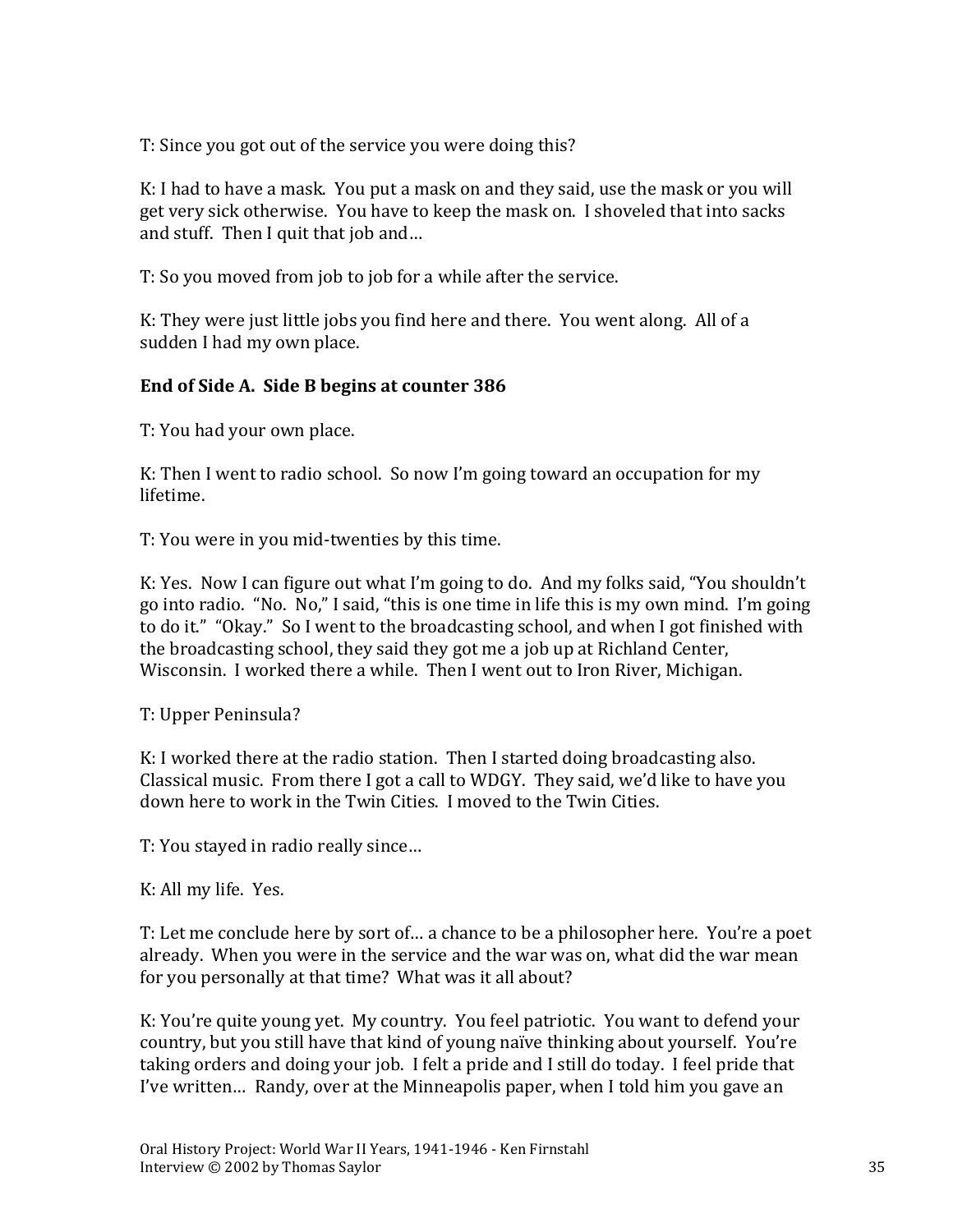T: Since you got out of the service you were doing this?

K: I had to have a mask. You put a mask on and they said, use the mask or you will get very sick otherwise. You have to keep the mask on. I shoveled that into sacks and stuff. Then I quit that job and…

T: So you moved from job to job for a while after the service.

K: They were just little jobs you find here and there. You went along. All of a sudden I had my own place.

**End of Side A. Side B begins at counter 386**

T: You had your own place.

K: Then I went to radio school. So now I'm going toward an occupation for my lifetime.

T: You were in you mid-twenties by this time.

K: Yes. Now I can figure out what I'm going to do. And my folks said, "You shouldn't go into radio. "No. No," I said, "this is one time in life this is my own mind. I'm going to do it." "Okay." So I went to the broadcasting school, and when I got finished with the broadcasting school, they said they got me a job up at Richland Center, Wisconsin. I worked there a while. Then I went out to Iron River, Michigan.

T: Upper Peninsula?

K: I worked there at the radio station. Then I started doing broadcasting also. Classical music. From there I got a call to WDGY. They said, we'd like to have you down here to work in the Twin Cities. I moved to the Twin Cities.

T: You stayed in radio really since…

K: All my life. Yes.

T: Let me conclude here by sort of… a chance to be a philosopher here. You're a poet already. When you were in the service and the war was on, what did the war mean for you personally at that time? What was it all about?

K: You're quite young yet. My country. You feel patriotic. You want to defend your country, but you still have that kind of young naïve thinking about yourself. You're taking orders and doing your job. I felt a pride and I still do today. I feel pride that I've written… Randy, over at the Minneapolis paper, when I told him you gave an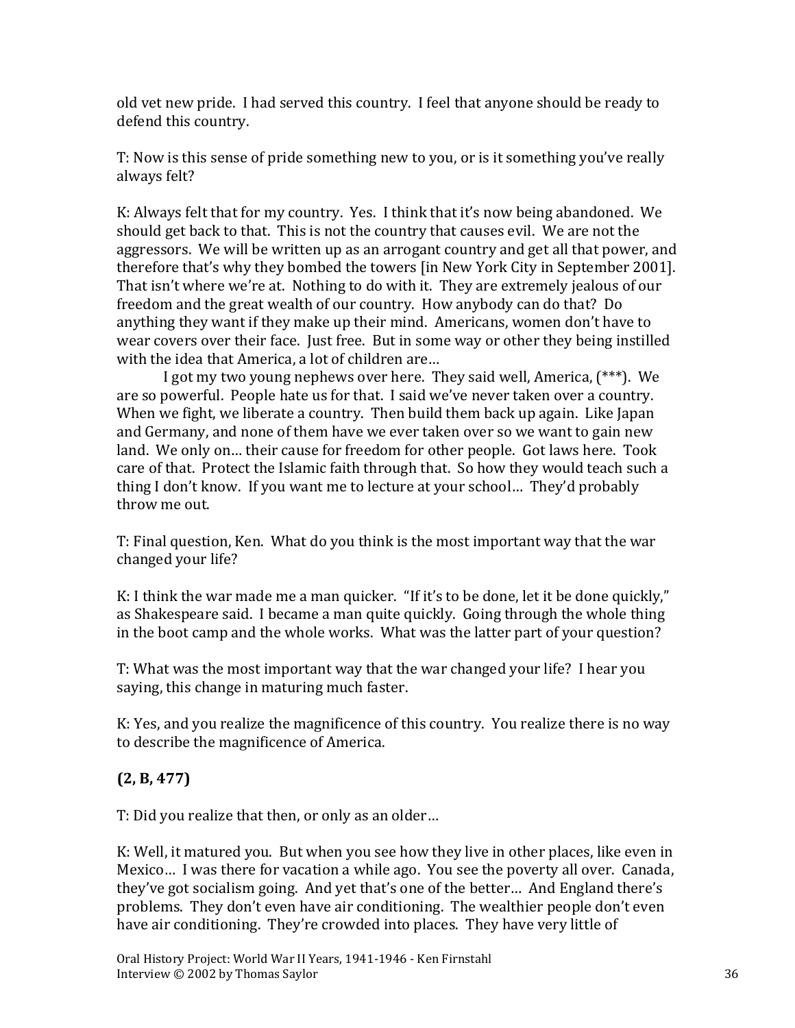old vet new pride. I had served this country. I feel that anyone should be ready to defend this country.

T: Now is this sense of pride something new to you, or is it something you've really always felt?

K: Always felt that for my country. Yes. I think that it's now being abandoned. We should get back to that. This is not the country that causes evil. We are not the aggressors. We will be written up as an arrogant country and get all that power, and therefore that's why they bombed the towers [in New York City in September 2001]. That isn't where we're at. Nothing to do with it. They are extremely jealous of our freedom and the great wealth of our country. How anybody can do that? Do anything they want if they make up their mind. Americans, women don't have to wear covers over their face. Just free. But in some way or other they being instilled with the idea that America, a lot of children are…

I got my two young nephews over here. They said well, America, (***). We are so powerful. People hate us for that. I said we've never taken over a country. When we fight, we liberate a country. Then build them back up again. Like Japan and Germany, and none of them have we ever taken over so we want to gain new land. We only on… their cause for freedom for other people. Got laws here. Took care of that. Protect the Islamic faith through that. So how they would teach such a thing I don't know. If you want me to lecture at your school… They'd probably throw me out.

T: Final question, Ken. What do you think is the most important way that the war changed your life?

K: I think the war made me a man quicker. "If it's to be done, let it be done quickly," as Shakespeare said. I became a man quite quickly. Going through the whole thing in the boot camp and the whole works. What was the latter part of your question?

T: What was the most important way that the war changed your life? I hear you saying, this change in maturing much faster.

K: Yes, and you realize the magnificence of this country. You realize there is no way to describe the magnificence of America.

**(2, B, 477)**

T: Did you realize that then, or only as an older…

K: Well, it matured you. But when you see how they live in other places, like even in Mexico… I was there for vacation a while ago. You see the poverty all over. Canada, they've got socialism going. And yet that's one of the better… And England there's problems. They don't even have air conditioning. The wealthier people don't even have air conditioning. They're crowded into places. They have very little of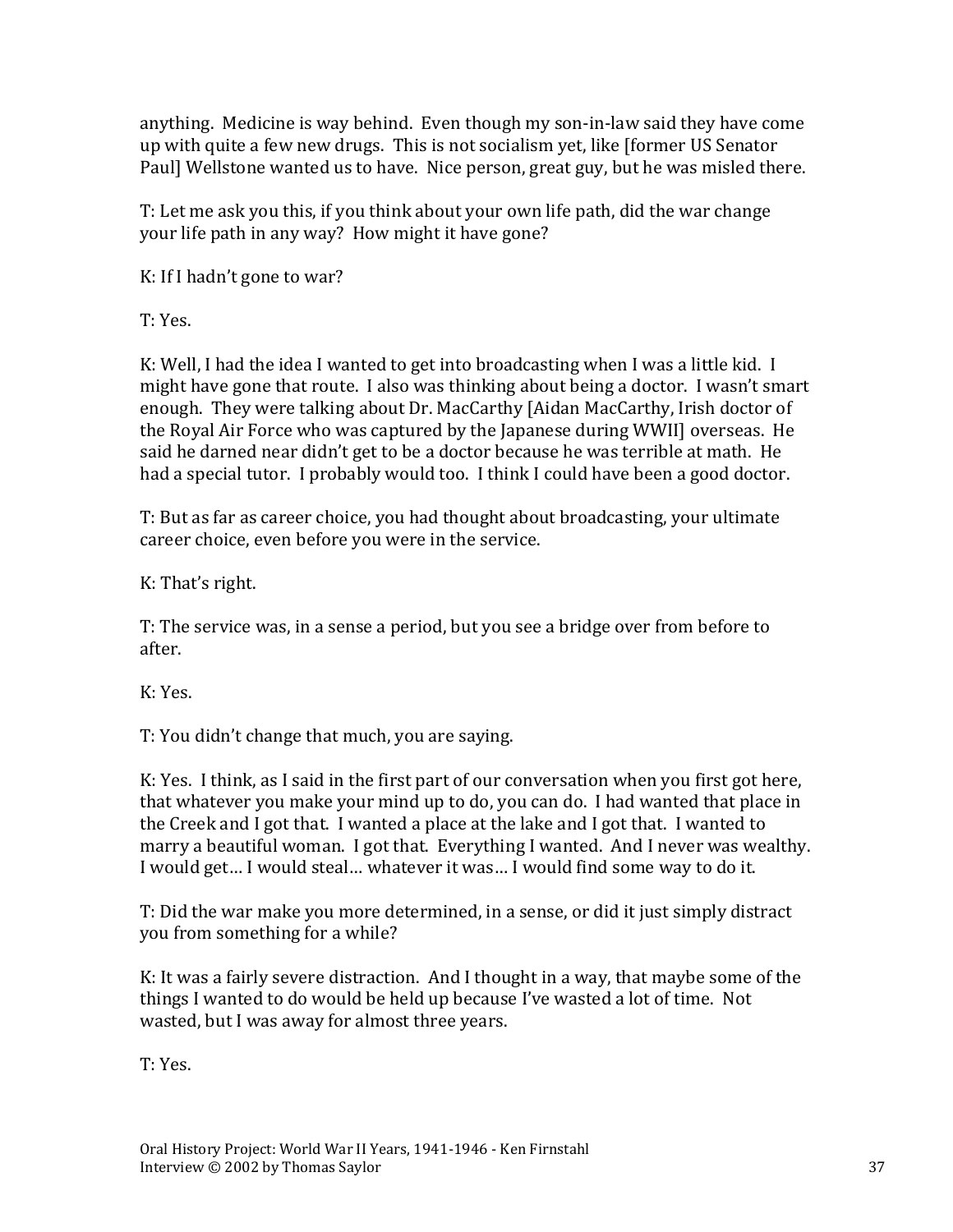anything. Medicine is way behind. Even though my son-in-law said they have come up with quite a few new drugs. This is not socialism yet, like [former US Senator Paul] Wellstone wanted us to have. Nice person, great guy, but he was misled there.

T: Let me ask you this, if you think about your own life path, did the war change your life path in any way? How might it have gone?

K: If I hadn't gone to war?

T: Yes.

K: Well, I had the idea I wanted to get into broadcasting when I was a little kid. I might have gone that route. I also was thinking about being a doctor. I wasn't smart enough. They were talking about Dr. MacCarthy [Aidan MacCarthy, Irish doctor of the Royal Air Force who was captured by the Japanese during WWII] overseas. He said he darned near didn't get to be a doctor because he was terrible at math. He had a special tutor. I probably would too. I think I could have been a good doctor.

T: But as far as career choice, you had thought about broadcasting, your ultimate career choice, even before you were in the service.

K: That's right.

T: The service was, in a sense a period, but you see a bridge over from before to after.

K: Yes.

T: You didn't change that much, you are saying.

K: Yes. I think, as I said in the first part of our conversation when you first got here, that whatever you make your mind up to do, you can do. I had wanted that place in the Creek and I got that. I wanted a place at the lake and I got that. I wanted to marry a beautiful woman. I got that. Everything I wanted. And I never was wealthy. I would get… I would steal… whatever it was… I would find some way to do it.

T: Did the war make you more determined, in a sense, or did it just simply distract you from something for a while?

K: It was a fairly severe distraction. And I thought in a way, that maybe some of the things I wanted to do would be held up because I've wasted a lot of time. Not wasted, but I was away for almost three years.

T: Yes.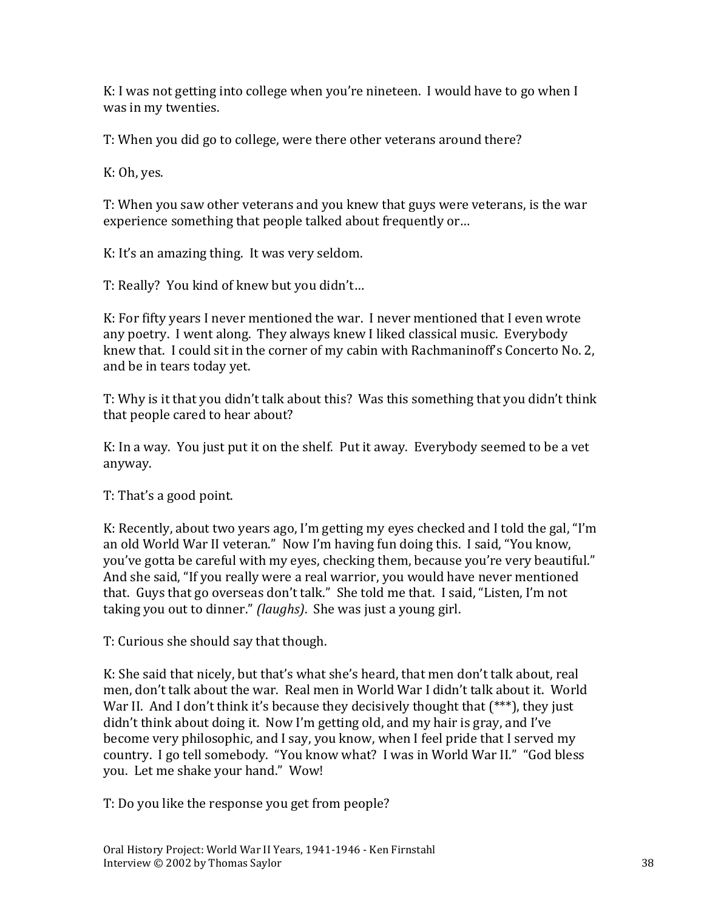K: I was not getting into college when you're nineteen. I would have to go when I was in my twenties.

T: When you did go to college, were there other veterans around there?

K: Oh, yes.

T: When you saw other veterans and you knew that guys were veterans, is the war experience something that people talked about frequently or…

K: It's an amazing thing. It was very seldom.

T: Really? You kind of knew but you didn't…

K: For fifty years I never mentioned the war. I never mentioned that I even wrote any poetry. I went along. They always knew I liked classical music. Everybody knew that. I could sit in the corner of my cabin with Rachmaninoff's Concerto No. 2, and be in tears today yet.

T: Why is it that you didn't talk about this? Was this something that you didn't think that people cared to hear about?

K: In a way. You just put it on the shelf. Put it away. Everybody seemed to be a vet anyway.

T: That's a good point.

K: Recently, about two years ago, I'm getting my eyes checked and I told the gal, "I'm an old World War II veteran." Now I'm having fun doing this. I said, "You know, you've gotta be careful with my eyes, checking them, because you're very beautiful." And she said, "If you really were a real warrior, you would have never mentioned that. Guys that go overseas don't talk." She told me that. I said, "Listen, I'm not taking you out to dinner." *(laughs)*. She was just a young girl.

T: Curious she should say that though.

K: She said that nicely, but that's what she's heard, that men don't talk about, real men, don't talk about the war. Real men in World War I didn't talk about it. World War II. And I don't think it's because they decisively thought that (***), they just didn't think about doing it. Now I'm getting old, and my hair is gray, and I've become very philosophic, and I say, you know, when I feel pride that I served my country. I go tell somebody. "You know what? I was in World War II." "God bless you. Let me shake your hand." Wow!

T: Do you like the response you get from people?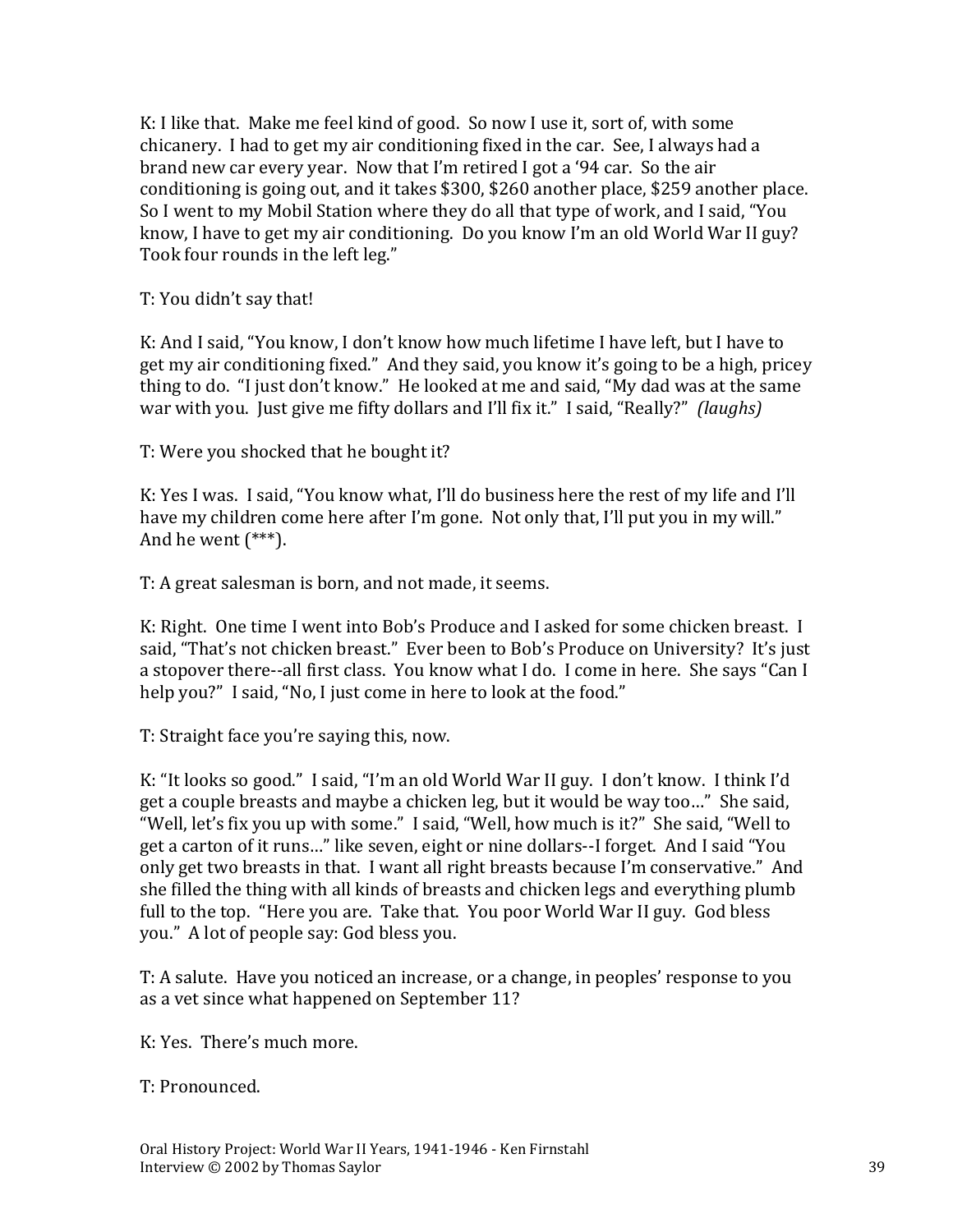K: I like that. Make me feel kind of good. So now I use it, sort of, with some chicanery. I had to get my air conditioning fixed in the car. See, I always had a brand new car every year. Now that I'm retired I got a '94 car. So the air conditioning is going out, and it takes $300, $260 another place, $259 another place. So I went to my Mobil Station where they do all that type of work, and I said, "You know, I have to get my air conditioning. Do you know I'm an old World War II guy? Took four rounds in the left leg."

T: You didn't say that!

K: And I said, "You know, I don't know how much lifetime I have left, but I have to get my air conditioning fixed." And they said, you know it's going to be a high, pricey thing to do. "I just don't know." He looked at me and said, "My dad was at the same war with you. Just give me fifty dollars and I'll fix it." I said, "Really?" *(laughs)*

T: Were you shocked that he bought it?

K: Yes I was. I said, "You know what, I'll do business here the rest of my life and I'll have my children come here after I'm gone. Not only that, I'll put you in my will." And he went (***).

T: A great salesman is born, and not made, it seems.

K: Right. One time I went into Bob's Produce and I asked for some chicken breast. I said, "That's not chicken breast." Ever been to Bob's Produce on University? It's just a stopover there--all first class. You know what I do. I come in here. She says "Can I help you?" I said, "No, I just come in here to look at the food."

T: Straight face you're saying this, now.

K: "It looks so good." I said, "I'm an old World War II guy. I don't know. I think I'd get a couple breasts and maybe a chicken leg, but it would be way too…" She said, "Well, let's fix you up with some." I said, "Well, how much is it?" She said, "Well to get a carton of it runs…" like seven, eight or nine dollars--I forget. And I said "You only get two breasts in that. I want all right breasts because I'm conservative." And she filled the thing with all kinds of breasts and chicken legs and everything plumb full to the top. "Here you are. Take that. You poor World War II guy. God bless you." A lot of people say: God bless you.

T: A salute. Have you noticed an increase, or a change, in peoples' response to you as a vet since what happened on September 11?

K: Yes. There's much more.

T: Pronounced.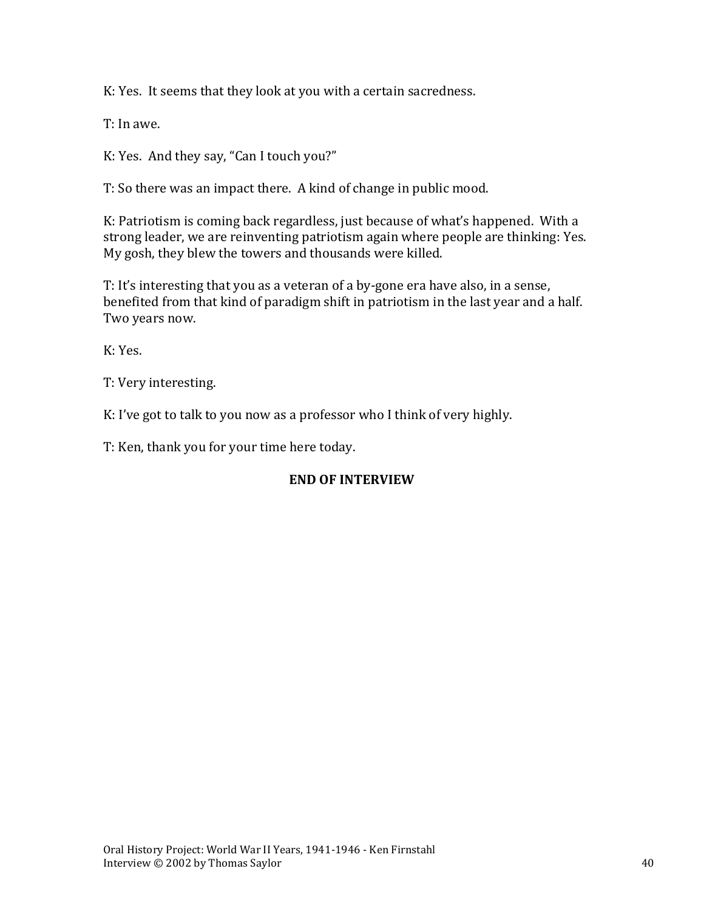K: Yes. It seems that they look at you with a certain sacredness.

T: In awe.

K: Yes. And they say, "Can I touch you?"

T: So there was an impact there. A kind of change in public mood.

K: Patriotism is coming back regardless, just because of what's happened. With a strong leader, we are reinventing patriotism again where people are thinking: Yes. My gosh, they blew the towers and thousands were killed.

T: It's interesting that you as a veteran of a by-gone era have also, in a sense, benefited from that kind of paradigm shift in patriotism in the last year and a half. Two years now.

K: Yes.

T: Very interesting.

K: I've got to talk to you now as a professor who I think of very highly.

T: Ken, thank you for your time here today.

**END OF INTERVIEW**